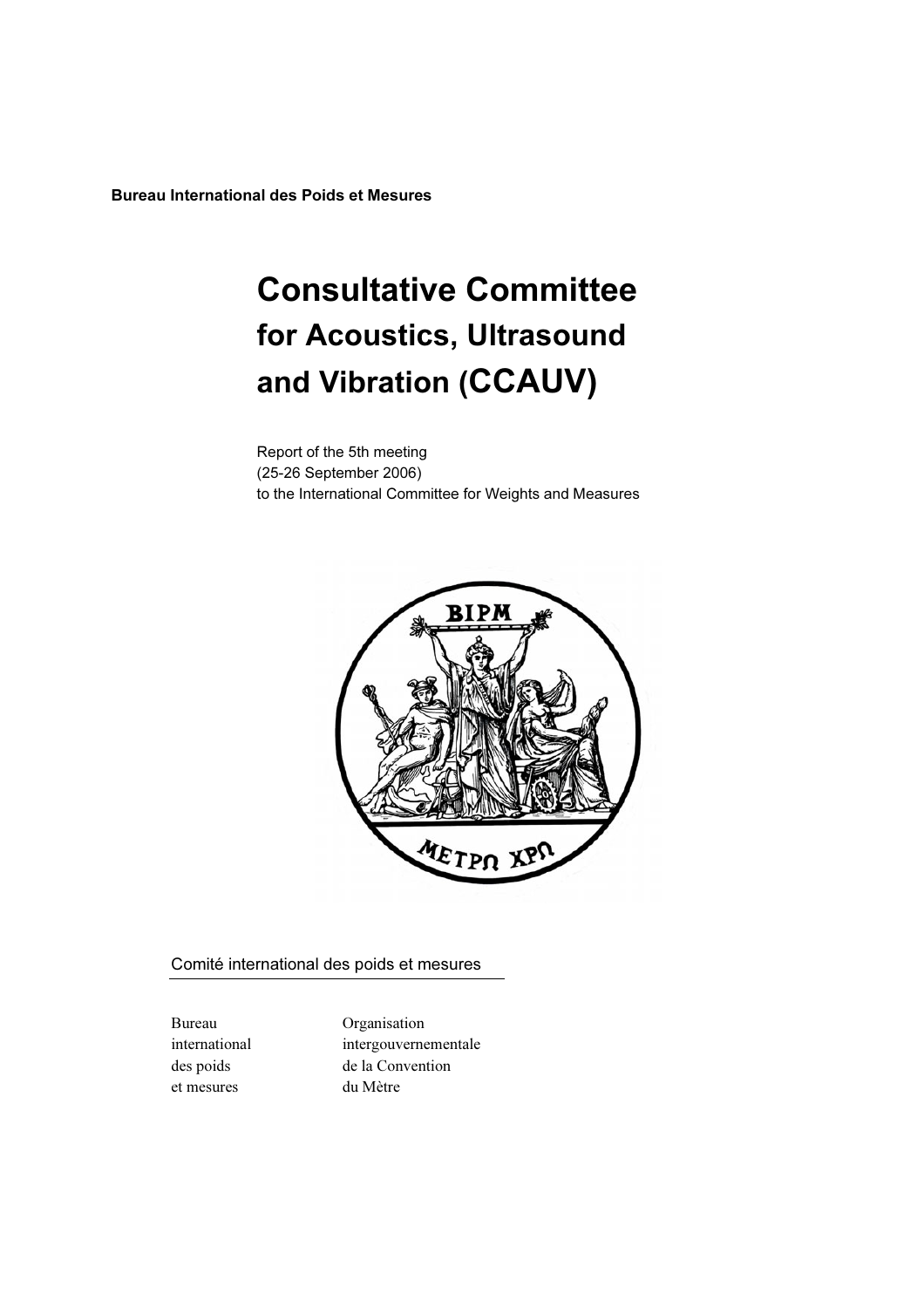**Bureau International des Poids et Mesures**

# Consultative Committee for Acoustics, Ultrasound and Vibration (CCAUV)

Report of the 5th meeting
(25-26 September 2006)
to the International Committee for Weights and Measures

Comité international des poids et mesures

Bureau international des poids et mesures

Organisation intergouvernementale de la Convention du Mètre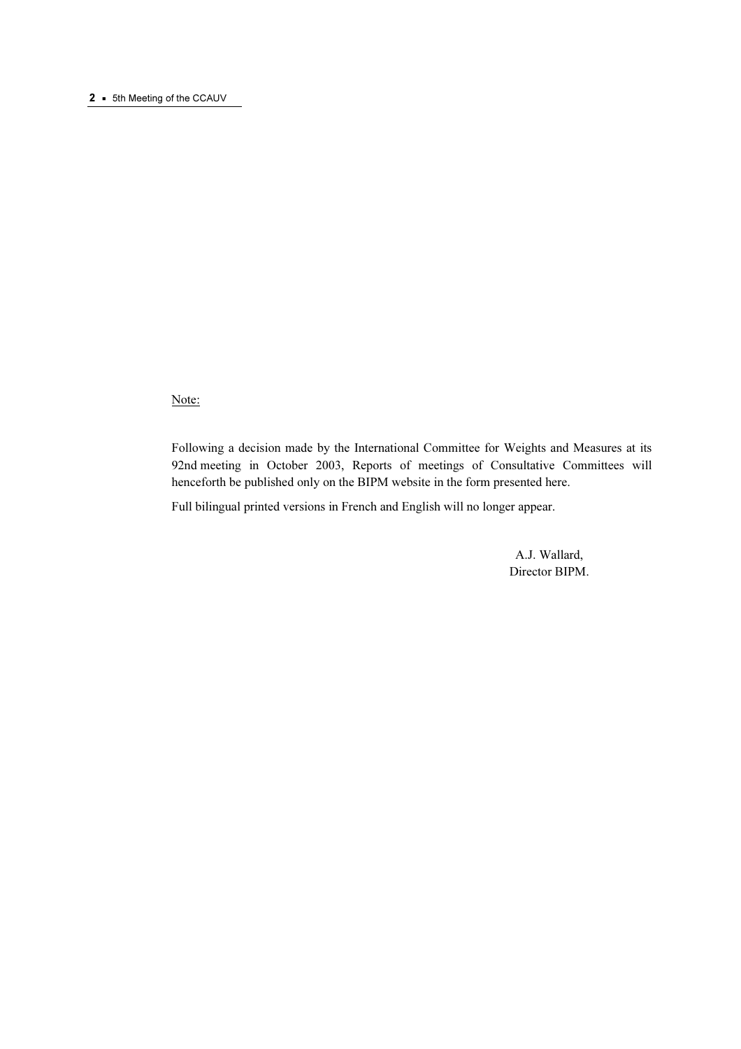Note:

Following a decision made by the International Committee for Weights and Measures at its 92nd meeting in October 2003, Reports of meetings of Consultative Committees will henceforth be published only on the BIPM website in the form presented here.

Full bilingual printed versions in French and English will no longer appear.

A.J. Wallard,
Director BIPM.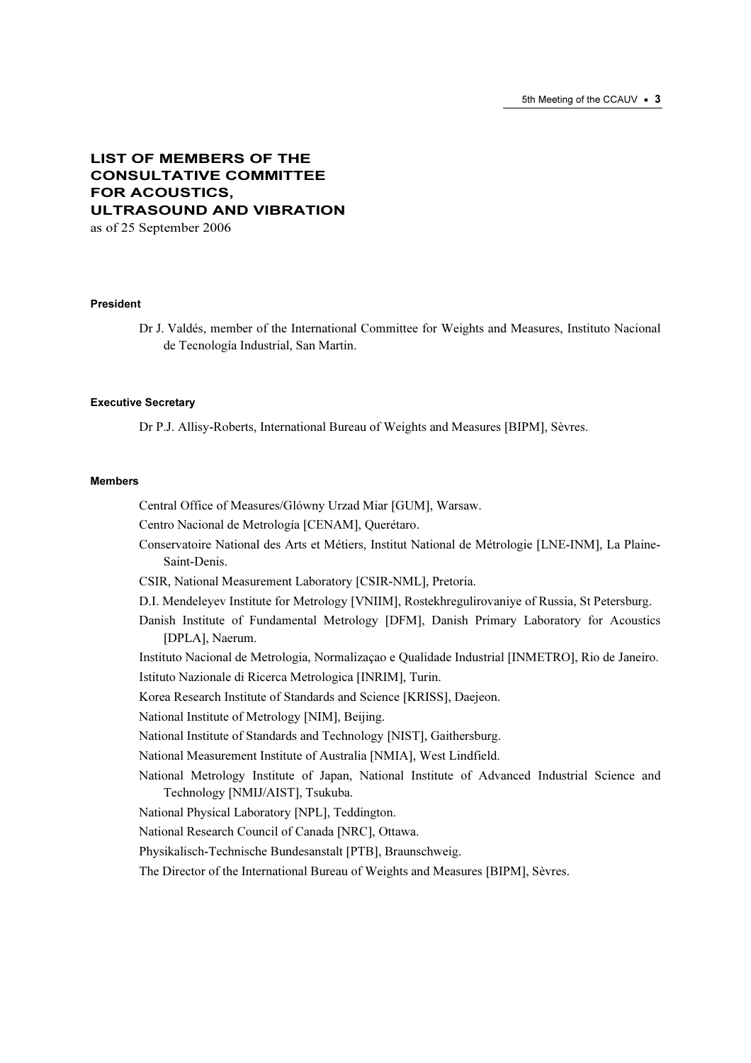# LIST OF MEMBERS OF THE CONSULTATIVE COMMITTEE FOR ACOUSTICS, ULTRASOUND AND VIBRATION

as of 25 September 2006

#### President

Dr J. Valdés, member of the International Committee for Weights and Measures, Instituto Nacional de Tecnología Industrial, San Martin.

#### Executive Secretary

Dr P.J. Allisy-Roberts, International Bureau of Weights and Measures [BIPM], Sèvres.

#### Members

Central Office of Measures/Glówny Urzad Miar [GUM], Warsaw.

Centro Nacional de Metrología [CENAM], Querétaro.

Conservatoire National des Arts et Métiers, Institut National de Métrologie [LNE-INM], La Plaine-Saint-Denis.

CSIR, National Measurement Laboratory [CSIR-NML], Pretoria.

D.I. Mendeleyev Institute for Metrology [VNIIM], Rostekhregulirovaniye of Russia, St Petersburg.

Danish Institute of Fundamental Metrology [DFM], Danish Primary Laboratory for Acoustics [DPLA], Naerum.

Instituto Nacional de Metrologia, Normalizaçao e Qualidade Industrial [INMETRO], Rio de Janeiro.

Istituto Nazionale di Ricerca Metrologica [INRIM], Turin.

Korea Research Institute of Standards and Science [KRISS], Daejeon.

National Institute of Metrology [NIM], Beijing.

National Institute of Standards and Technology [NIST], Gaithersburg.

National Measurement Institute of Australia [NMIA], West Lindfield.

National Metrology Institute of Japan, National Institute of Advanced Industrial Science and Technology [NMIJ/AIST], Tsukuba.

National Physical Laboratory [NPL], Teddington.

National Research Council of Canada [NRC], Ottawa.

Physikalisch-Technische Bundesanstalt [PTB], Braunschweig.

The Director of the International Bureau of Weights and Measures [BIPM], Sèvres.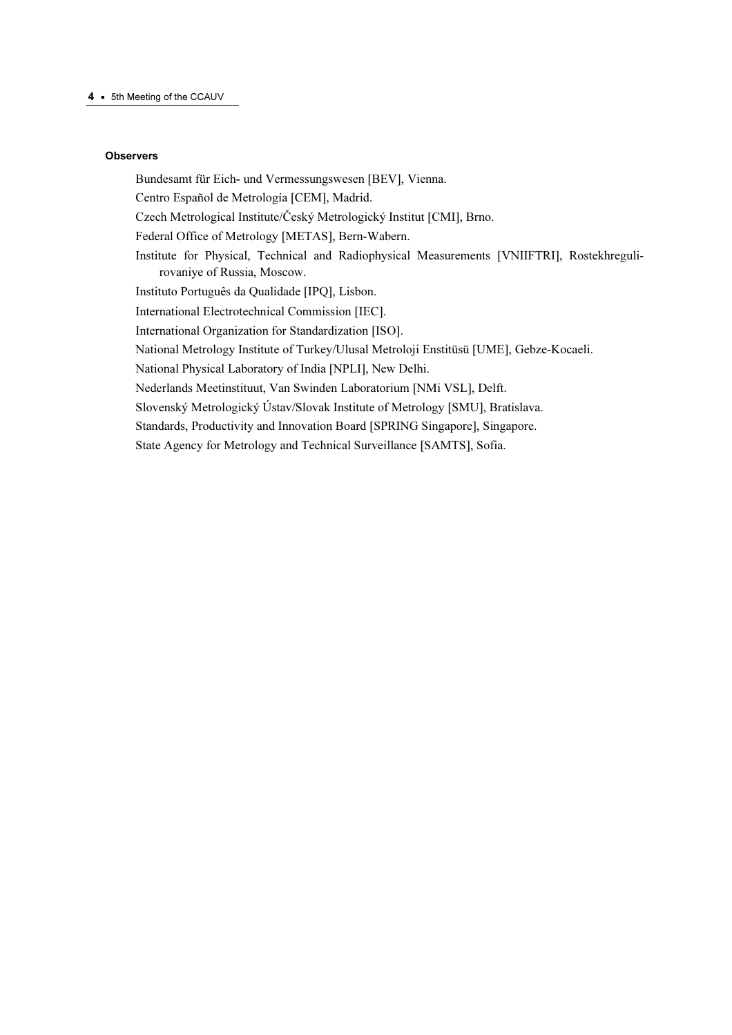#### Observers

Bundesamt für Eich- und Vermessungswesen [BEV], Vienna.

Centro Español de Metrología [CEM], Madrid.

Czech Metrological Institute/Český Metrologický Institut [CMI], Brno.

Federal Office of Metrology [METAS], Bern-Wabern.

Institute for Physical, Technical and Radiophysical Measurements [VNIIFTRI], Rostekhregulirovaniye of Russia, Moscow.

Instituto Português da Qualidade [IPQ], Lisbon.

International Electrotechnical Commission [IEC].

International Organization for Standardization [ISO].

National Metrology Institute of Turkey/Ulusal Metroloji Enstitüsü [UME], Gebze-Kocaeli.

National Physical Laboratory of India [NPLI], New Delhi.

Nederlands Meetinstituut, Van Swinden Laboratorium [NMi VSL], Delft.

Slovenský Metrologický Ústav/Slovak Institute of Metrology [SMU], Bratislava.

Standards, Productivity and Innovation Board [SPRING Singapore], Singapore.

State Agency for Metrology and Technical Surveillance [SAMTS], Sofia.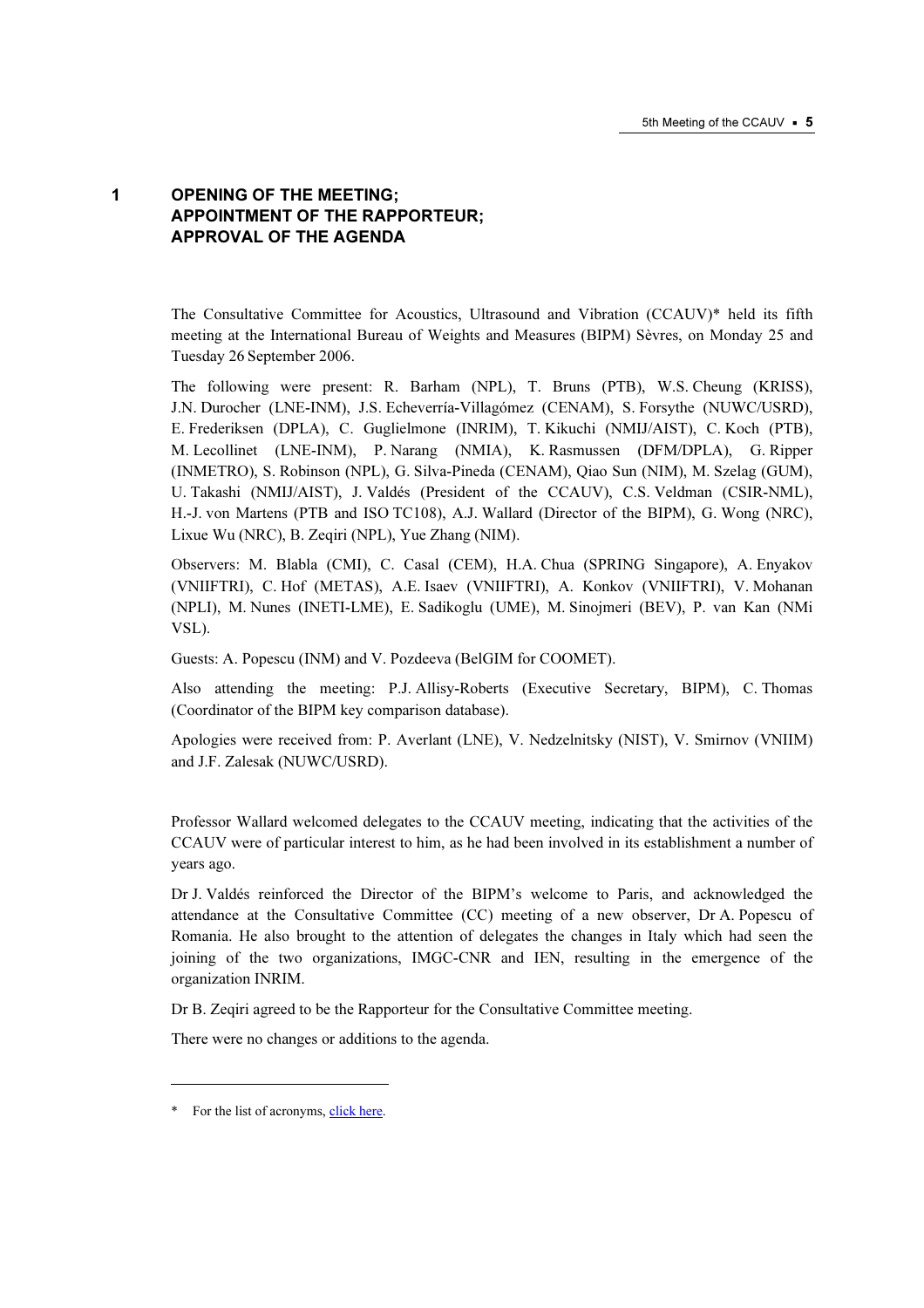# 1 OPENING OF THE MEETING; APPOINTMENT OF THE RAPPORTEUR; APPROVAL OF THE AGENDA

The Consultative Committee for Acoustics, Ultrasound and Vibration (CCAUV)* held its fifth meeting at the International Bureau of Weights and Measures (BIPM) Sèvres, on Monday 25 and Tuesday 26 September 2006.

The following were present: R. Barham (NPL), T. Bruns (PTB), W.S. Cheung (KRISS), J.N. Durocher (LNE-INM), J.S. Echeverría-Villagómez (CENAM), S. Forsythe (NUWC/USRD), E. Frederiksen (DPLA), C. Guglielmone (INRIM), T. Kikuchi (NMIJ/AIST), C. Koch (PTB), M. Lecollinet (LNE-INM), P. Narang (NMIA), K. Rasmussen (DFM/DPLA), G. Ripper (INMETRO), S. Robinson (NPL), G. Silva-Pineda (CENAM), Qiao Sun (NIM), M. Szelag (GUM), U. Takashi (NMIJ/AIST), J. Valdés (President of the CCAUV), C.S. Veldman (CSIR-NML), H.-J. von Martens (PTB and ISO TC108), A.J. Wallard (Director of the BIPM), G. Wong (NRC), Lixue Wu (NRC), B. Zeqiri (NPL), Yue Zhang (NIM).

Observers: M. Blabla (CMI), C. Casal (CEM), H.A. Chua (SPRING Singapore), A. Enyakov (VNIIFTRI), C. Hof (METAS), A.E. Isaev (VNIIFTRI), A. Konkov (VNIIFTRI), V. Mohanan (NPLI), M. Nunes (INETI-LME), E. Sadikoglu (UME), M. Sinojmeri (BEV), P. van Kan (NMi VSL).

Guests: A. Popescu (INM) and V. Pozdeeva (BelGIM for COOMET).

Also attending the meeting: P.J. Allisy-Roberts (Executive Secretary, BIPM), C. Thomas (Coordinator of the BIPM key comparison database).

Apologies were received from: P. Averlant (LNE), V. Nedzelnitsky (NIST), V. Smirnov (VNIIM) and J.F. Zalesak (NUWC/USRD).

Professor Wallard welcomed delegates to the CCAUV meeting, indicating that the activities of the CCAUV were of particular interest to him, as he had been involved in its establishment a number of years ago.

Dr J. Valdés reinforced the Director of the BIPM's welcome to Paris, and acknowledged the attendance at the Consultative Committee (CC) meeting of a new observer, Dr A. Popescu of Romania. He also brought to the attention of delegates the changes in Italy which had seen the joining of the two organizations, IMGC-CNR and IEN, resulting in the emergence of the organization INRIM.

Dr B. Zeqiri agreed to be the Rapporteur for the Consultative Committee meeting.

There were no changes or additions to the agenda.

---

* For the list of acronyms, click here.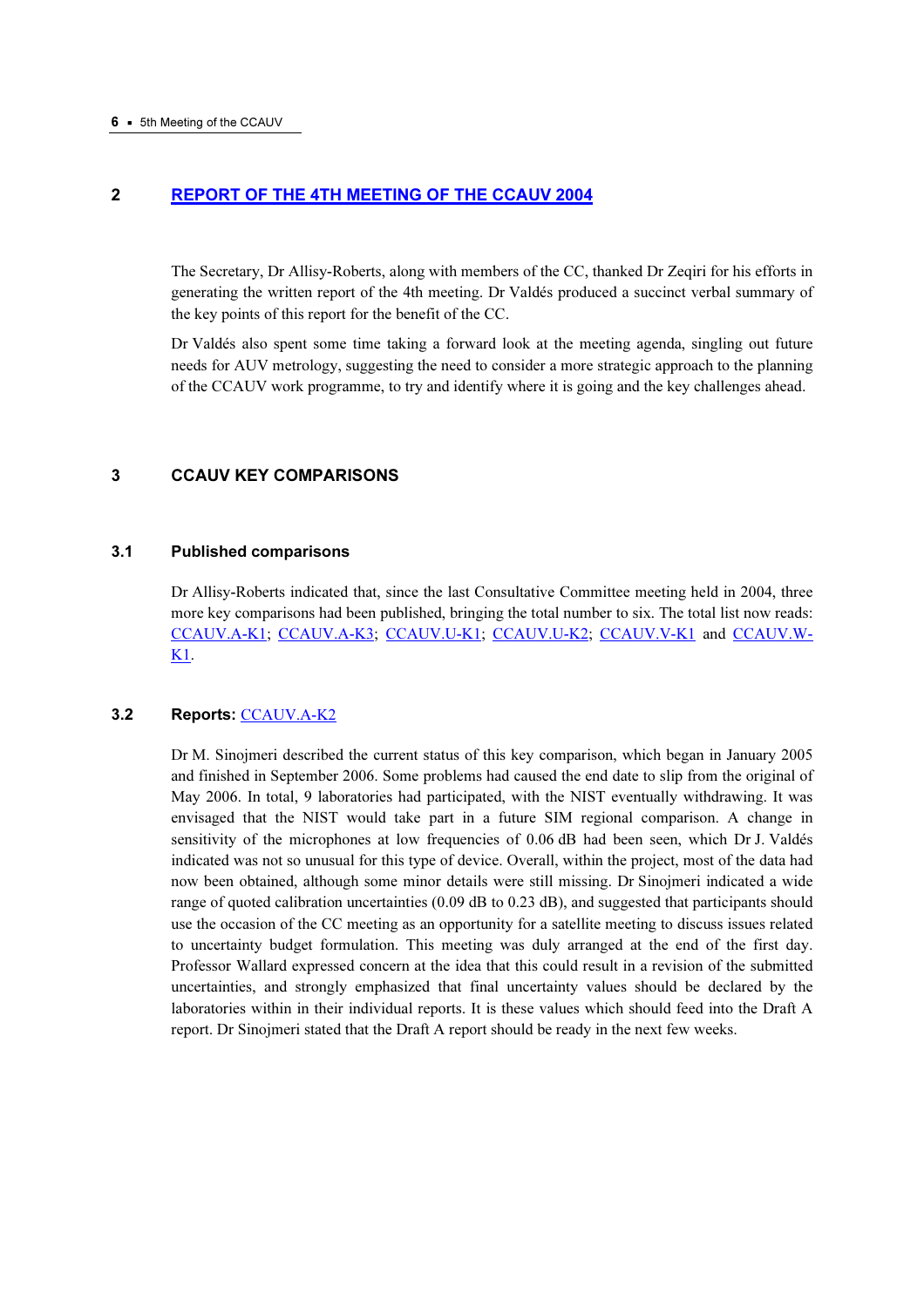## 2 REPORT OF THE 4TH MEETING OF THE CCAUV 2004

The Secretary, Dr Allisy-Roberts, along with members of the CC, thanked Dr Zeqiri for his efforts in generating the written report of the 4th meeting. Dr Valdés produced a succinct verbal summary of the key points of this report for the benefit of the CC.

Dr Valdés also spent some time taking a forward look at the meeting agenda, singling out future needs for AUV metrology, suggesting the need to consider a more strategic approach to the planning of the CCAUV work programme, to try and identify where it is going and the key challenges ahead.

## 3 CCAUV KEY COMPARISONS

### 3.1 Published comparisons

Dr Allisy-Roberts indicated that, since the last Consultative Committee meeting held in 2004, three more key comparisons had been published, bringing the total number to six. The total list now reads: CCAUV.A-K1; CCAUV.A-K3; CCAUV.U-K1; CCAUV.U-K2; CCAUV.V-K1 and CCAUV.W-K1.

### 3.2 Reports: CCAUV.A-K2

Dr M. Sinojmeri described the current status of this key comparison, which began in January 2005 and finished in September 2006. Some problems had caused the end date to slip from the original of May 2006. In total, 9 laboratories had participated, with the NIST eventually withdrawing. It was envisaged that the NIST would take part in a future SIM regional comparison. A change in sensitivity of the microphones at low frequencies of 0.06 dB had been seen, which Dr J. Valdés indicated was not so unusual for this type of device. Overall, within the project, most of the data had now been obtained, although some minor details were still missing. Dr Sinojmeri indicated a wide range of quoted calibration uncertainties (0.09 dB to 0.23 dB), and suggested that participants should use the occasion of the CC meeting as an opportunity for a satellite meeting to discuss issues related to uncertainty budget formulation. This meeting was duly arranged at the end of the first day. Professor Wallard expressed concern at the idea that this could result in a revision of the submitted uncertainties, and strongly emphasized that final uncertainty values should be declared by the laboratories within in their individual reports. It is these values which should feed into the Draft A report. Dr Sinojmeri stated that the Draft A report should be ready in the next few weeks.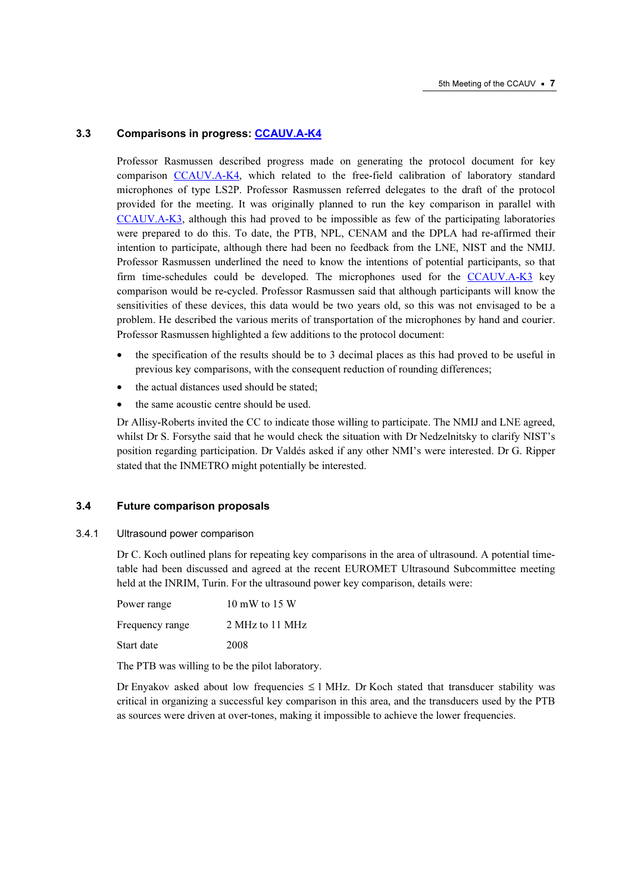### 3.3 Comparisons in progress: CCAUV.A-K4

Professor Rasmussen described progress made on generating the protocol document for key comparison CCAUV.A-K4, which related to the free-field calibration of laboratory standard microphones of type LS2P. Professor Rasmussen referred delegates to the draft of the protocol provided for the meeting. It was originally planned to run the key comparison in parallel with CCAUV.A-K3, although this had proved to be impossible as few of the participating laboratories were prepared to do this. To date, the PTB, NPL, CENAM and the DPLA had re-affirmed their intention to participate, although there had been no feedback from the LNE, NIST and the NMIJ. Professor Rasmussen underlined the need to know the intentions of potential participants, so that firm time-schedules could be developed. The microphones used for the CCAUV.A-K3 key comparison would be re-cycled. Professor Rasmussen said that although participants will know the sensitivities of these devices, this data would be two years old, so this was not envisaged to be a problem. He described the various merits of transportation of the microphones by hand and courier. Professor Rasmussen highlighted a few additions to the protocol document:

- the specification of the results should be to 3 decimal places as this had proved to be useful in previous key comparisons, with the consequent reduction of rounding differences;
- the actual distances used should be stated;
- the same acoustic centre should be used.

Dr Allisy-Roberts invited the CC to indicate those willing to participate. The NMIJ and LNE agreed, whilst Dr S. Forsythe said that he would check the situation with Dr Nedzelnitsky to clarify NIST's position regarding participation. Dr Valdés asked if any other NMI's were interested. Dr G. Ripper stated that the INMETRO might potentially be interested.

### 3.4 Future comparison proposals

#### 3.4.1 Ultrasound power comparison

Dr C. Koch outlined plans for repeating key comparisons in the area of ultrasound. A potential time-table had been discussed and agreed at the recent EUROMET Ultrasound Subcommittee meeting held at the INRIM, Turin. For the ultrasound power key comparison, details were:

| | |
|---|---|
| Power range | 10 mW to 15 W |
| Frequency range | 2 MHz to 11 MHz |
| Start date | 2008 |

The PTB was willing to be the pilot laboratory.

Dr Enyakov asked about low frequencies ≤ 1 MHz. Dr Koch stated that transducer stability was critical in organizing a successful key comparison in this area, and the transducers used by the PTB as sources were driven at over-tones, making it impossible to achieve the lower frequencies.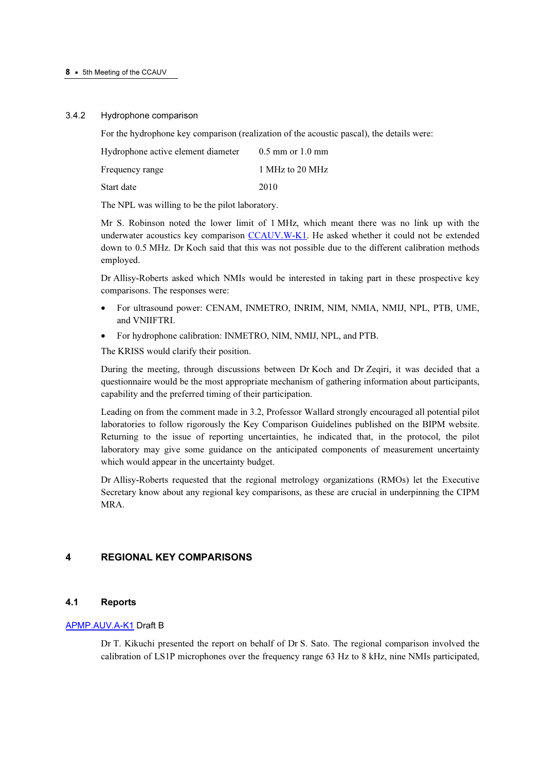### 3.4.2 Hydrophone comparison

For the hydrophone key comparison (realization of the acoustic pascal), the details were:

| | |
|---|---|
| Hydrophone active element diameter | 0.5 mm or 1.0 mm |
| Frequency range | 1 MHz to 20 MHz |
| Start date | 2010 |

The NPL was willing to be the pilot laboratory.

Mr S. Robinson noted the lower limit of 1 MHz, which meant there was no link up with the underwater acoustics key comparison CCAUV.W-K1. He asked whether it could not be extended down to 0.5 MHz. Dr Koch said that this was not possible due to the different calibration methods employed.

Dr Allisy-Roberts asked which NMIs would be interested in taking part in these prospective key comparisons. The responses were:

- For ultrasound power: CENAM, INMETRO, INRIM, NIM, NMIA, NMIJ, NPL, PTB, UME, and VNIIFTRI.
- For hydrophone calibration: INMETRO, NIM, NMIJ, NPL, and PTB.

The KRISS would clarify their position.

During the meeting, through discussions between Dr Koch and Dr Zeqiri, it was decided that a questionnaire would be the most appropriate mechanism of gathering information about participants, capability and the preferred timing of their participation.

Leading on from the comment made in 3.2, Professor Wallard strongly encouraged all potential pilot laboratories to follow rigorously the Key Comparison Guidelines published on the BIPM website. Returning to the issue of reporting uncertainties, he indicated that, in the protocol, the pilot laboratory may give some guidance on the anticipated components of measurement uncertainty which would appear in the uncertainty budget.

Dr Allisy-Roberts requested that the regional metrology organizations (RMOs) let the Executive Secretary know about any regional key comparisons, as these are crucial in underpinning the CIPM MRA.

# 4 REGIONAL KEY COMPARISONS

## 4.1 Reports

APMP.AUV.A-K1 Draft B

Dr T. Kikuchi presented the report on behalf of Dr S. Sato. The regional comparison involved the calibration of LS1P microphones over the frequency range 63 Hz to 8 kHz, nine NMIs participated,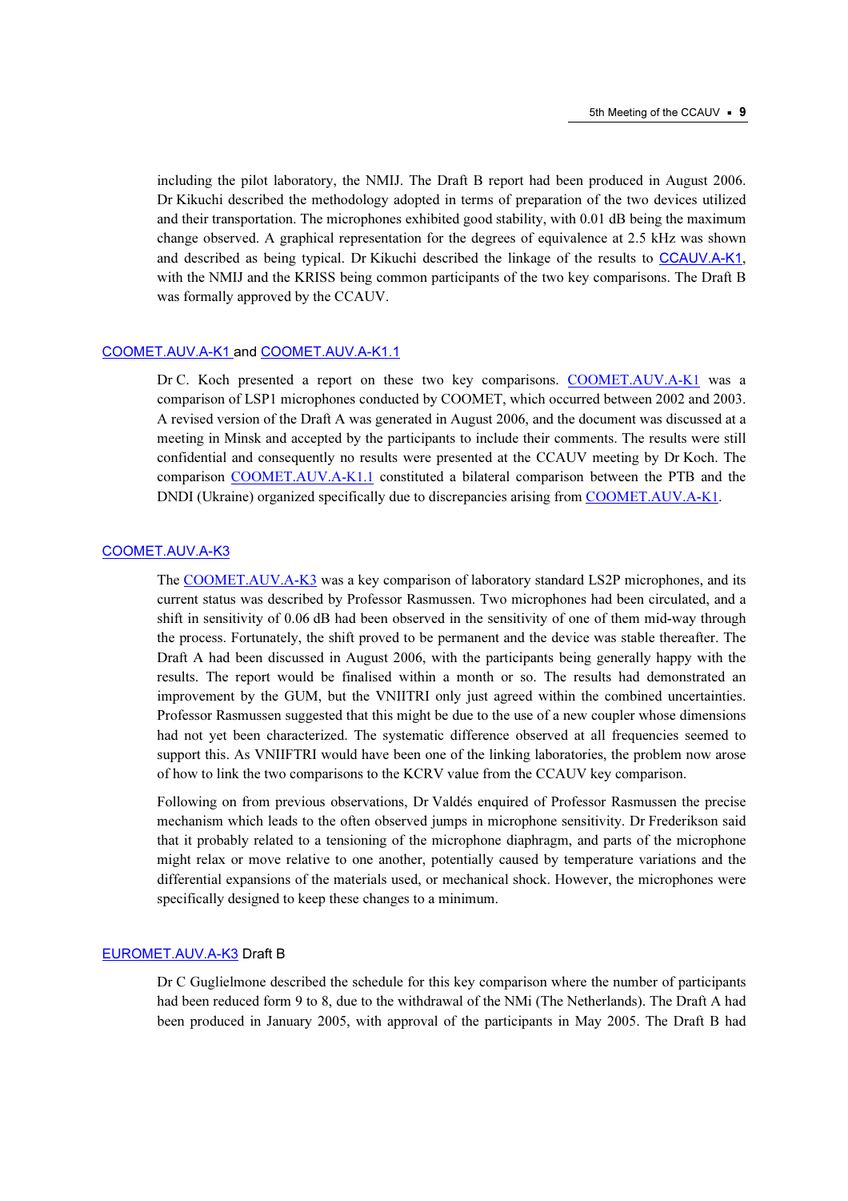including the pilot laboratory, the NMIJ. The Draft B report had been produced in August 2006. Dr Kikuchi described the methodology adopted in terms of preparation of the two devices utilized and their transportation. The microphones exhibited good stability, with 0.01 dB being the maximum change observed. A graphical representation for the degrees of equivalence at 2.5 kHz was shown and described as being typical. Dr Kikuchi described the linkage of the results to CCAUV.A-K1, with the NMIJ and the KRISS being common participants of the two key comparisons. The Draft B was formally approved by the CCAUV.

### COOMET.AUV.A-K1 and COOMET.AUV.A-K1.1

Dr C. Koch presented a report on these two key comparisons. COOMET.AUV.A-K1 was a comparison of LSP1 microphones conducted by COOMET, which occurred between 2002 and 2003. A revised version of the Draft A was generated in August 2006, and the document was discussed at a meeting in Minsk and accepted by the participants to include their comments. The results were still confidential and consequently no results were presented at the CCAUV meeting by Dr Koch. The comparison COOMET.AUV.A-K1.1 constituted a bilateral comparison between the PTB and the DNDI (Ukraine) organized specifically due to discrepancies arising from COOMET.AUV.A-K1.

### COOMET.AUV.A-K3

The COOMET.AUV.A-K3 was a key comparison of laboratory standard LS2P microphones, and its current status was described by Professor Rasmussen. Two microphones had been circulated, and a shift in sensitivity of 0.06 dB had been observed in the sensitivity of one of them mid-way through the process. Fortunately, the shift proved to be permanent and the device was stable thereafter. The Draft A had been discussed in August 2006, with the participants being generally happy with the results. The report would be finalised within a month or so. The results had demonstrated an improvement by the GUM, but the VNIITRI only just agreed within the combined uncertainties. Professor Rasmussen suggested that this might be due to the use of a new coupler whose dimensions had not yet been characterized. The systematic difference observed at all frequencies seemed to support this. As VNIIFTRI would have been one of the linking laboratories, the problem now arose of how to link the two comparisons to the KCRV value from the CCAUV key comparison.

Following on from previous observations, Dr Valdés enquired of Professor Rasmussen the precise mechanism which leads to the often observed jumps in microphone sensitivity. Dr Frederikson said that it probably related to a tensioning of the microphone diaphragm, and parts of the microphone might relax or move relative to one another, potentially caused by temperature variations and the differential expansions of the materials used, or mechanical shock. However, the microphones were specifically designed to keep these changes to a minimum.

### EUROMET.AUV.A-K3 Draft B

Dr C Guglielmone described the schedule for this key comparison where the number of participants had been reduced form 9 to 8, due to the withdrawal of the NMi (The Netherlands). The Draft A had been produced in January 2005, with approval of the participants in May 2005. The Draft B had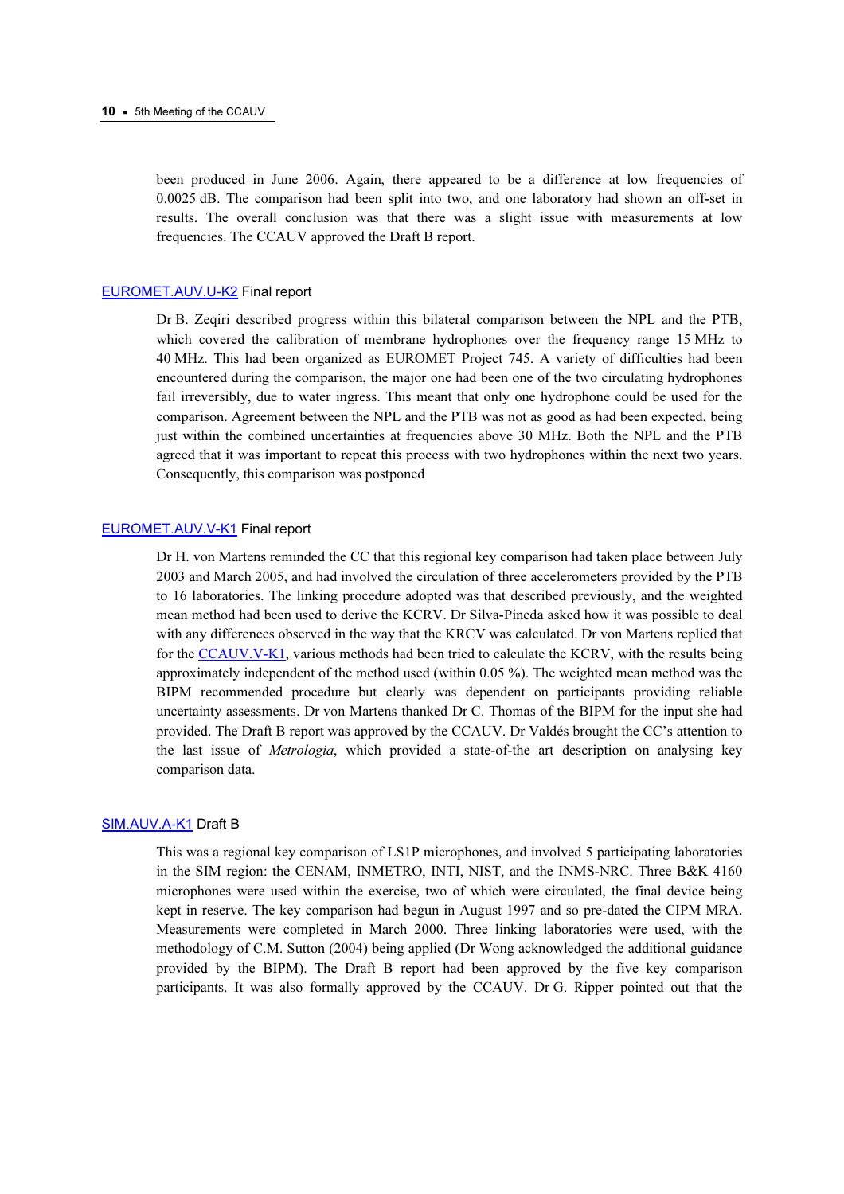been produced in June 2006. Again, there appeared to be a difference at low frequencies of 0.0025 dB. The comparison had been split into two, and one laboratory had shown an off-set in results. The overall conclusion was that there was a slight issue with measurements at low frequencies. The CCAUV approved the Draft B report.

### EUROMET.AUV.U-K2 Final report

Dr B. Zeqiri described progress within this bilateral comparison between the NPL and the PTB, which covered the calibration of membrane hydrophones over the frequency range 15 MHz to 40 MHz. This had been organized as EUROMET Project 745. A variety of difficulties had been encountered during the comparison, the major one had been one of the two circulating hydrophones fail irreversibly, due to water ingress. This meant that only one hydrophone could be used for the comparison. Agreement between the NPL and the PTB was not as good as had been expected, being just within the combined uncertainties at frequencies above 30 MHz. Both the NPL and the PTB agreed that it was important to repeat this process with two hydrophones within the next two years. Consequently, this comparison was postponed

### EUROMET.AUV.V-K1 Final report

Dr H. von Martens reminded the CC that this regional key comparison had taken place between July 2003 and March 2005, and had involved the circulation of three accelerometers provided by the PTB to 16 laboratories. The linking procedure adopted was that described previously, and the weighted mean method had been used to derive the KCRV. Dr Silva-Pineda asked how it was possible to deal with any differences observed in the way that the KRCV was calculated. Dr von Martens replied that for the CCAUV.V-K1, various methods had been tried to calculate the KCRV, with the results being approximately independent of the method used (within 0.05 %). The weighted mean method was the BIPM recommended procedure but clearly was dependent on participants providing reliable uncertainty assessments. Dr von Martens thanked Dr C. Thomas of the BIPM for the input she had provided. The Draft B report was approved by the CCAUV. Dr Valdés brought the CC's attention to the last issue of *Metrologia*, which provided a state-of-the art description on analysing key comparison data.

### SIM.AUV.A-K1 Draft B

This was a regional key comparison of LS1P microphones, and involved 5 participating laboratories in the SIM region: the CENAM, INMETRO, INTI, NIST, and the INMS-NRC. Three B&K 4160 microphones were used within the exercise, two of which were circulated, the final device being kept in reserve. The key comparison had begun in August 1997 and so pre-dated the CIPM MRA. Measurements were completed in March 2000. Three linking laboratories were used, with the methodology of C.M. Sutton (2004) being applied (Dr Wong acknowledged the additional guidance provided by the BIPM). The Draft B report had been approved by the five key comparison participants. It was also formally approved by the CCAUV. Dr G. Ripper pointed out that the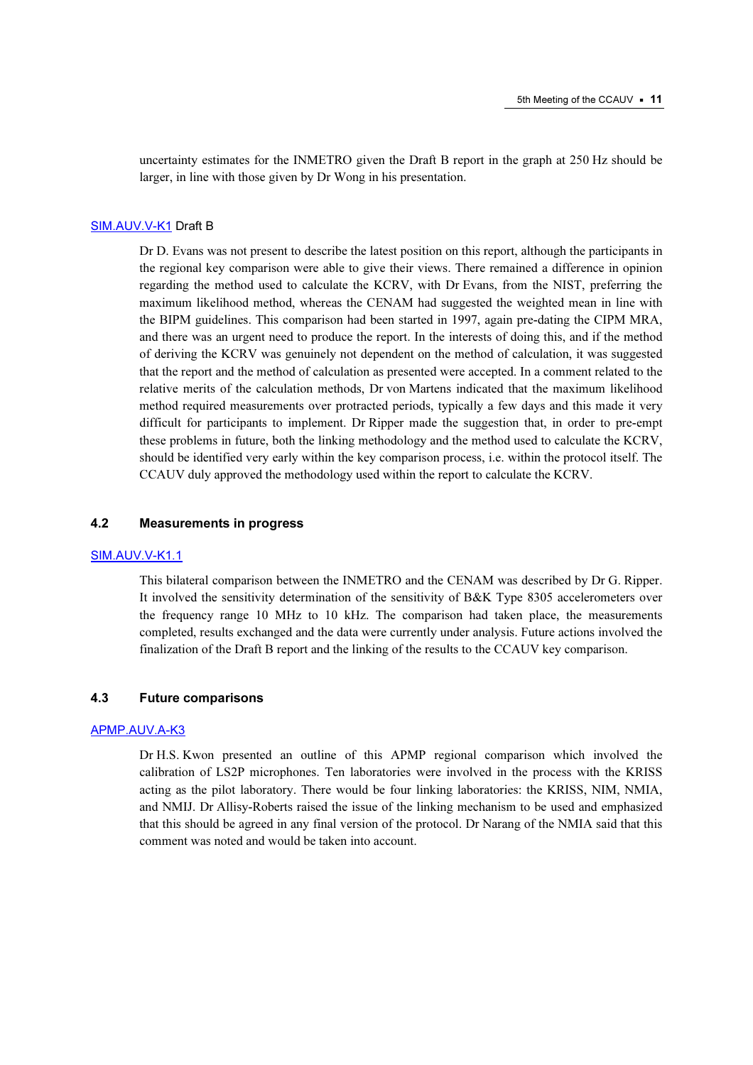uncertainty estimates for the INMETRO given the Draft B report in the graph at 250 Hz should be larger, in line with those given by Dr Wong in his presentation.

SIM.AUV.V-K1 Draft B

Dr D. Evans was not present to describe the latest position on this report, although the participants in the regional key comparison were able to give their views. There remained a difference in opinion regarding the method used to calculate the KCRV, with Dr Evans, from the NIST, preferring the maximum likelihood method, whereas the CENAM had suggested the weighted mean in line with the BIPM guidelines. This comparison had been started in 1997, again pre-dating the CIPM MRA, and there was an urgent need to produce the report. In the interests of doing this, and if the method of deriving the KCRV was genuinely not dependent on the method of calculation, it was suggested that the report and the method of calculation as presented were accepted. In a comment related to the relative merits of the calculation methods, Dr von Martens indicated that the maximum likelihood method required measurements over protracted periods, typically a few days and this made it very difficult for participants to implement. Dr Ripper made the suggestion that, in order to pre-empt these problems in future, both the linking methodology and the method used to calculate the KCRV, should be identified very early within the key comparison process, i.e. within the protocol itself. The CCAUV duly approved the methodology used within the report to calculate the KCRV.

## 4.2 Measurements in progress

SIM.AUV.V-K1.1

This bilateral comparison between the INMETRO and the CENAM was described by Dr G. Ripper. It involved the sensitivity determination of the sensitivity of B&K Type 8305 accelerometers over the frequency range 10 MHz to 10 kHz. The comparison had taken place, the measurements completed, results exchanged and the data were currently under analysis. Future actions involved the finalization of the Draft B report and the linking of the results to the CCAUV key comparison.

## 4.3 Future comparisons

APMP.AUV.A-K3

Dr H.S. Kwon presented an outline of this APMP regional comparison which involved the calibration of LS2P microphones. Ten laboratories were involved in the process with the KRISS acting as the pilot laboratory. There would be four linking laboratories: the KRISS, NIM, NMIA, and NMIJ. Dr Allisy-Roberts raised the issue of the linking mechanism to be used and emphasized that this should be agreed in any final version of the protocol. Dr Narang of the NMIA said that this comment was noted and would be taken into account.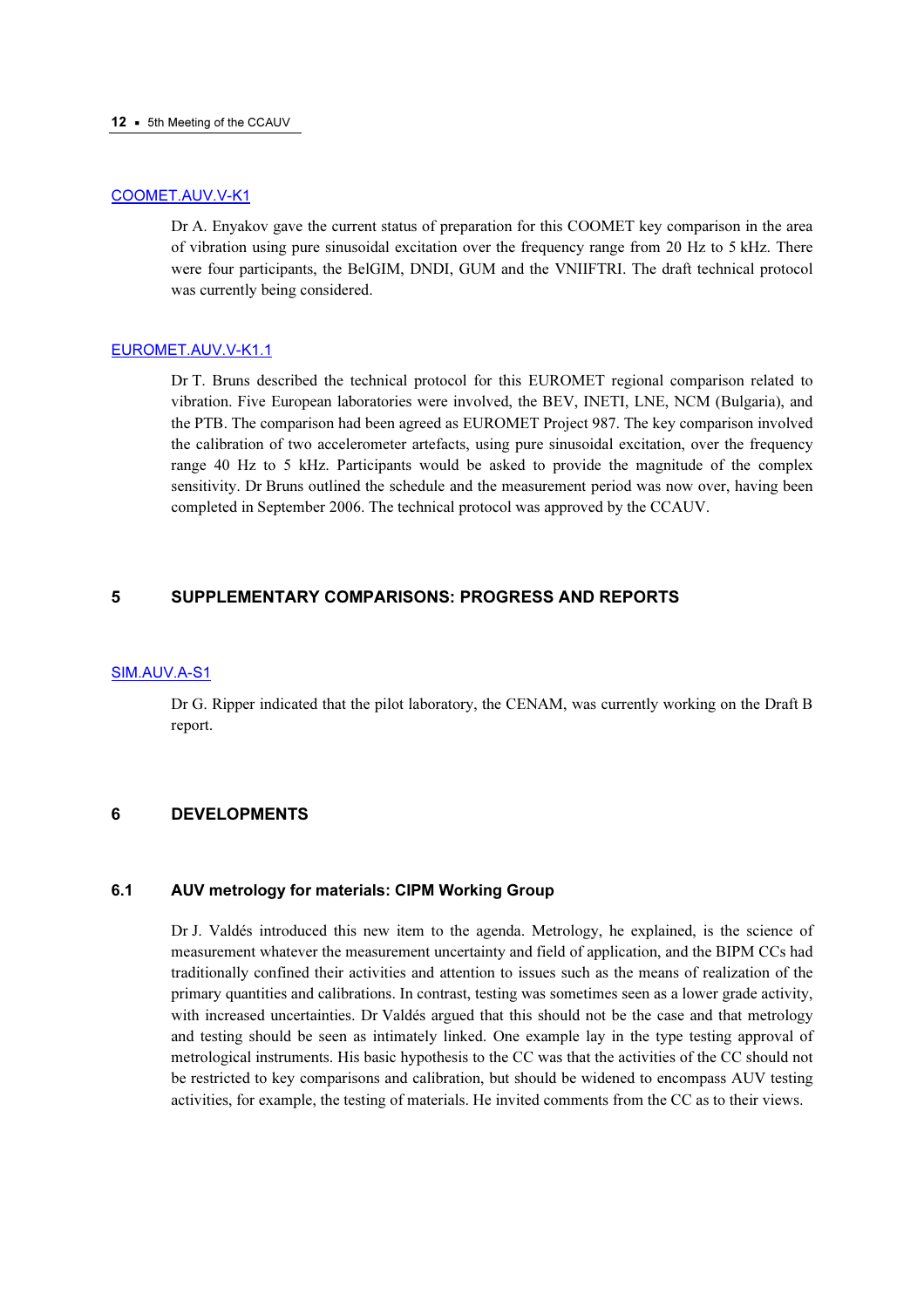COOMET.AUV.V-K1

Dr A. Enyakov gave the current status of preparation for this COOMET key comparison in the area of vibration using pure sinusoidal excitation over the frequency range from 20 Hz to 5 kHz. There were four participants, the BelGIM, DNDI, GUM and the VNIIFTRI. The draft technical protocol was currently being considered.

EUROMET.AUV.V-K1.1

Dr T. Bruns described the technical protocol for this EUROMET regional comparison related to vibration. Five European laboratories were involved, the BEV, INETI, LNE, NCM (Bulgaria), and the PTB. The comparison had been agreed as EUROMET Project 987. The key comparison involved the calibration of two accelerometer artefacts, using pure sinusoidal excitation, over the frequency range 40 Hz to 5 kHz. Participants would be asked to provide the magnitude of the complex sensitivity. Dr Bruns outlined the schedule and the measurement period was now over, having been completed in September 2006. The technical protocol was approved by the CCAUV.

## 5 SUPPLEMENTARY COMPARISONS: PROGRESS AND REPORTS

SIM.AUV.A-S1

Dr G. Ripper indicated that the pilot laboratory, the CENAM, was currently working on the Draft B report.

## 6 DEVELOPMENTS

### 6.1 AUV metrology for materials: CIPM Working Group

Dr J. Valdés introduced this new item to the agenda. Metrology, he explained, is the science of measurement whatever the measurement uncertainty and field of application, and the BIPM CCs had traditionally confined their activities and attention to issues such as the means of realization of the primary quantities and calibrations. In contrast, testing was sometimes seen as a lower grade activity, with increased uncertainties. Dr Valdés argued that this should not be the case and that metrology and testing should be seen as intimately linked. One example lay in the type testing approval of metrological instruments. His basic hypothesis to the CC was that the activities of the CC should not be restricted to key comparisons and calibration, but should be widened to encompass AUV testing activities, for example, the testing of materials. He invited comments from the CC as to their views.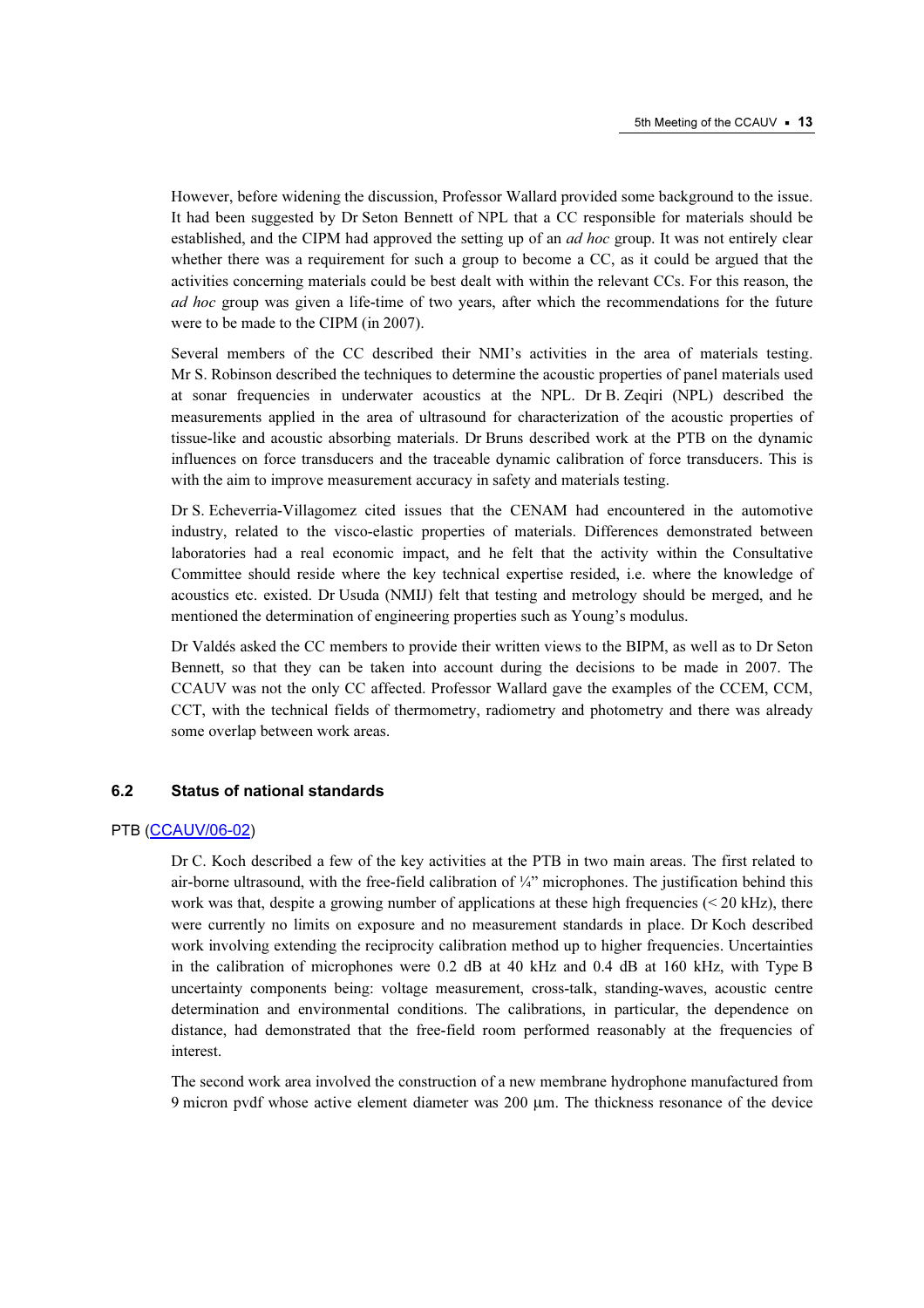However, before widening the discussion, Professor Wallard provided some background to the issue. It had been suggested by Dr Seton Bennett of NPL that a CC responsible for materials should be established, and the CIPM had approved the setting up of an *ad hoc* group. It was not entirely clear whether there was a requirement for such a group to become a CC, as it could be argued that the activities concerning materials could be best dealt with within the relevant CCs. For this reason, the *ad hoc* group was given a life-time of two years, after which the recommendations for the future were to be made to the CIPM (in 2007).

Several members of the CC described their NMI's activities in the area of materials testing. Mr S. Robinson described the techniques to determine the acoustic properties of panel materials used at sonar frequencies in underwater acoustics at the NPL. Dr B. Zeqiri (NPL) described the measurements applied in the area of ultrasound for characterization of the acoustic properties of tissue-like and acoustic absorbing materials. Dr Bruns described work at the PTB on the dynamic influences on force transducers and the traceable dynamic calibration of force transducers. This is with the aim to improve measurement accuracy in safety and materials testing.

Dr S. Echeverria-Villagomez cited issues that the CENAM had encountered in the automotive industry, related to the visco-elastic properties of materials. Differences demonstrated between laboratories had a real economic impact, and he felt that the activity within the Consultative Committee should reside where the key technical expertise resided, i.e. where the knowledge of acoustics etc. existed. Dr Usuda (NMIJ) felt that testing and metrology should be merged, and he mentioned the determination of engineering properties such as Young's modulus.

Dr Valdés asked the CC members to provide their written views to the BIPM, as well as to Dr Seton Bennett, so that they can be taken into account during the decisions to be made in 2007. The CCAUV was not the only CC affected. Professor Wallard gave the examples of the CCEM, CCM, CCT, with the technical fields of thermometry, radiometry and photometry and there was already some overlap between work areas.

### 6.2 Status of national standards

PTB (CCAUV/06-02)

Dr C. Koch described a few of the key activities at the PTB in two main areas. The first related to air-borne ultrasound, with the free-field calibration of ¼" microphones. The justification behind this work was that, despite a growing number of applications at these high frequencies (< 20 kHz), there were currently no limits on exposure and no measurement standards in place. Dr Koch described work involving extending the reciprocity calibration method up to higher frequencies. Uncertainties in the calibration of microphones were 0.2 dB at 40 kHz and 0.4 dB at 160 kHz, with Type B uncertainty components being: voltage measurement, cross-talk, standing-waves, acoustic centre determination and environmental conditions. The calibrations, in particular, the dependence on distance, had demonstrated that the free-field room performed reasonably at the frequencies of interest.

The second work area involved the construction of a new membrane hydrophone manufactured from 9 micron pvdf whose active element diameter was 200 µm. The thickness resonance of the device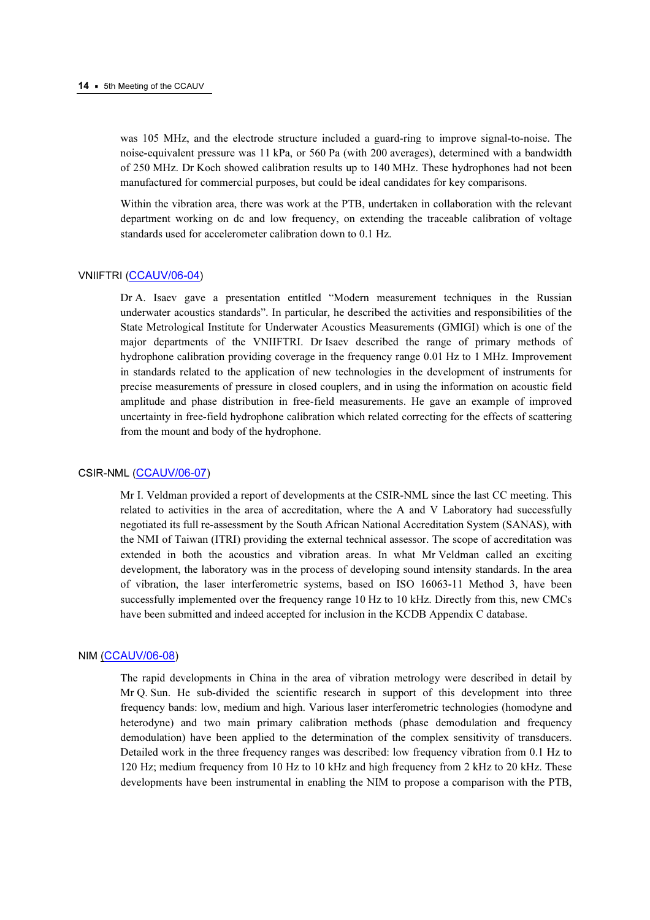was 105 MHz, and the electrode structure included a guard-ring to improve signal-to-noise. The noise-equivalent pressure was 11 kPa, or 560 Pa (with 200 averages), determined with a bandwidth of 250 MHz. Dr Koch showed calibration results up to 140 MHz. These hydrophones had not been manufactured for commercial purposes, but could be ideal candidates for key comparisons.

Within the vibration area, there was work at the PTB, undertaken in collaboration with the relevant department working on dc and low frequency, on extending the traceable calibration of voltage standards used for accelerometer calibration down to 0.1 Hz.

### VNIIFTRI (CCAUV/06-04)

Dr A. Isaev gave a presentation entitled “Modern measurement techniques in the Russian underwater acoustics standards”. In particular, he described the activities and responsibilities of the State Metrological Institute for Underwater Acoustics Measurements (GMIGI) which is one of the major departments of the VNIIFTRI. Dr Isaev described the range of primary methods of hydrophone calibration providing coverage in the frequency range 0.01 Hz to 1 MHz. Improvement in standards related to the application of new technologies in the development of instruments for precise measurements of pressure in closed couplers, and in using the information on acoustic field amplitude and phase distribution in free-field measurements. He gave an example of improved uncertainty in free-field hydrophone calibration which related correcting for the effects of scattering from the mount and body of the hydrophone.

### CSIR-NML (CCAUV/06-07)

Mr I. Veldman provided a report of developments at the CSIR-NML since the last CC meeting. This related to activities in the area of accreditation, where the A and V Laboratory had successfully negotiated its full re-assessment by the South African National Accreditation System (SANAS), with the NMI of Taiwan (ITRI) providing the external technical assessor. The scope of accreditation was extended in both the acoustics and vibration areas. In what Mr Veldman called an exciting development, the laboratory was in the process of developing sound intensity standards. In the area of vibration, the laser interferometric systems, based on ISO 16063-11 Method 3, have been successfully implemented over the frequency range 10 Hz to 10 kHz. Directly from this, new CMCs have been submitted and indeed accepted for inclusion in the KCDB Appendix C database.

### NIM (CCAUV/06-08)

The rapid developments in China in the area of vibration metrology were described in detail by Mr Q. Sun. He sub-divided the scientific research in support of this development into three frequency bands: low, medium and high. Various laser interferometric technologies (homodyne and heterodyne) and two main primary calibration methods (phase demodulation and frequency demodulation) have been applied to the determination of the complex sensitivity of transducers. Detailed work in the three frequency ranges was described: low frequency vibration from 0.1 Hz to 120 Hz; medium frequency from 10 Hz to 10 kHz and high frequency from 2 kHz to 20 kHz. These developments have been instrumental in enabling the NIM to propose a comparison with the PTB,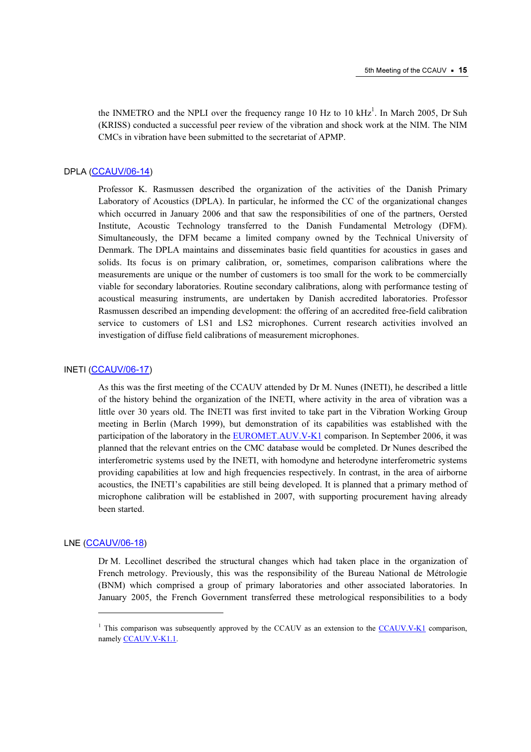the INMETRO and the NPLI over the frequency range 10 Hz to 10 kHz[1]. In March 2005, Dr Suh (KRISS) conducted a successful peer review of the vibration and shock work at the NIM. The NIM CMCs in vibration have been submitted to the secretariat of APMP.

### DPLA (CCAUV/06-14)

Professor K. Rasmussen described the organization of the activities of the Danish Primary Laboratory of Acoustics (DPLA). In particular, he informed the CC of the organizational changes which occurred in January 2006 and that saw the responsibilities of one of the partners, Oersted Institute, Acoustic Technology transferred to the Danish Fundamental Metrology (DFM). Simultaneously, the DFM became a limited company owned by the Technical University of Denmark. The DPLA maintains and disseminates basic field quantities for acoustics in gases and solids. Its focus is on primary calibration, or, sometimes, comparison calibrations where the measurements are unique or the number of customers is too small for the work to be commercially viable for secondary laboratories. Routine secondary calibrations, along with performance testing of acoustical measuring instruments, are undertaken by Danish accredited laboratories. Professor Rasmussen described an impending development: the offering of an accredited free-field calibration service to customers of LS1 and LS2 microphones. Current research activities involved an investigation of diffuse field calibrations of measurement microphones.

### INETI (CCAUV/06-17)

As this was the first meeting of the CCAUV attended by Dr M. Nunes (INETI), he described a little of the history behind the organization of the INETI, where activity in the area of vibration was a little over 30 years old. The INETI was first invited to take part in the Vibration Working Group meeting in Berlin (March 1999), but demonstration of its capabilities was established with the participation of the laboratory in the EUROMET.AUV.V-K1 comparison. In September 2006, it was planned that the relevant entries on the CMC database would be completed. Dr Nunes described the interferometric systems used by the INETI, with homodyne and heterodyne interferometric systems providing capabilities at low and high frequencies respectively. In contrast, in the area of airborne acoustics, the INETI's capabilities are still being developed. It is planned that a primary method of microphone calibration will be established in 2007, with supporting procurement having already been started.

### LNE (CCAUV/06-18)

Dr M. Lecollinet described the structural changes which had taken place in the organization of French metrology. Previously, this was the responsibility of the Bureau National de Métrologie (BNM) which comprised a group of primary laboratories and other associated laboratories. In January 2005, the French Government transferred these metrological responsibilities to a body

---

[1] This comparison was subsequently approved by the CCAUV as an extension to the CCAUV.V-K1 comparison, namely CCAUV.V-K1.1.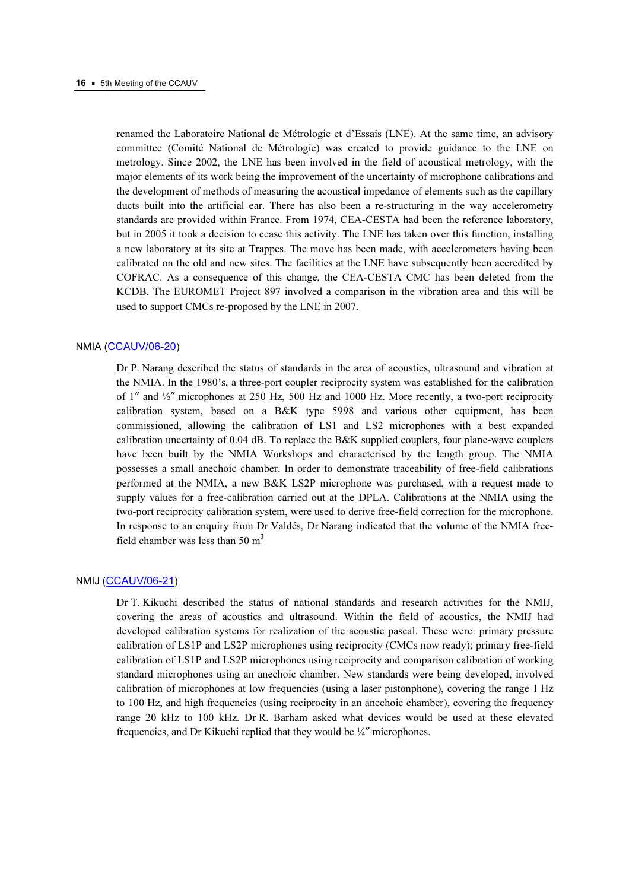renamed the Laboratoire National de Métrologie et d'Essais (LNE). At the same time, an advisory committee (Comité National de Métrologie) was created to provide guidance to the LNE on metrology. Since 2002, the LNE has been involved in the field of acoustical metrology, with the major elements of its work being the improvement of the uncertainty of microphone calibrations and the development of methods of measuring the acoustical impedance of elements such as the capillary ducts built into the artificial ear. There has also been a re-structuring in the way accelerometry standards are provided within France. From 1974, CEA-CESTA had been the reference laboratory, but in 2005 it took a decision to cease this activity. The LNE has taken over this function, installing a new laboratory at its site at Trappes. The move has been made, with accelerometers having been calibrated on the old and new sites. The facilities at the LNE have subsequently been accredited by COFRAC. As a consequence of this change, the CEA-CESTA CMC has been deleted from the KCDB. The EUROMET Project 897 involved a comparison in the vibration area and this will be used to support CMCs re-proposed by the LNE in 2007.

NMIA (CCAUV/06-20)

Dr P. Narang described the status of standards in the area of acoustics, ultrasound and vibration at the NMIA. In the 1980's, a three-port coupler reciprocity system was established for the calibration of 1″ and ½″ microphones at 250 Hz, 500 Hz and 1000 Hz. More recently, a two-port reciprocity calibration system, based on a B&K type 5998 and various other equipment, has been commissioned, allowing the calibration of LS1 and LS2 microphones with a best expanded calibration uncertainty of 0.04 dB. To replace the B&K supplied couplers, four plane-wave couplers have been built by the NMIA Workshops and characterised by the length group. The NMIA possesses a small anechoic chamber. In order to demonstrate traceability of free-field calibrations performed at the NMIA, a new B&K LS2P microphone was purchased, with a request made to supply values for a free-calibration carried out at the DPLA. Calibrations at the NMIA using the two-port reciprocity calibration system, were used to derive free-field correction for the microphone. In response to an enquiry from Dr Valdés, Dr Narang indicated that the volume of the NMIA free-field chamber was less than 50 m$^3$.

NMIJ (CCAUV/06-21)

Dr T. Kikuchi described the status of national standards and research activities for the NMIJ, covering the areas of acoustics and ultrasound. Within the field of acoustics, the NMIJ had developed calibration systems for realization of the acoustic pascal. These were: primary pressure calibration of LS1P and LS2P microphones using reciprocity (CMCs now ready); primary free-field calibration of LS1P and LS2P microphones using reciprocity and comparison calibration of working standard microphones using an anechoic chamber. New standards were being developed, involved calibration of microphones at low frequencies (using a laser pistonphone), covering the range 1 Hz to 100 Hz, and high frequencies (using reciprocity in an anechoic chamber), covering the frequency range 20 kHz to 100 kHz. Dr R. Barham asked what devices would be used at these elevated frequencies, and Dr Kikuchi replied that they would be ¼″ microphones.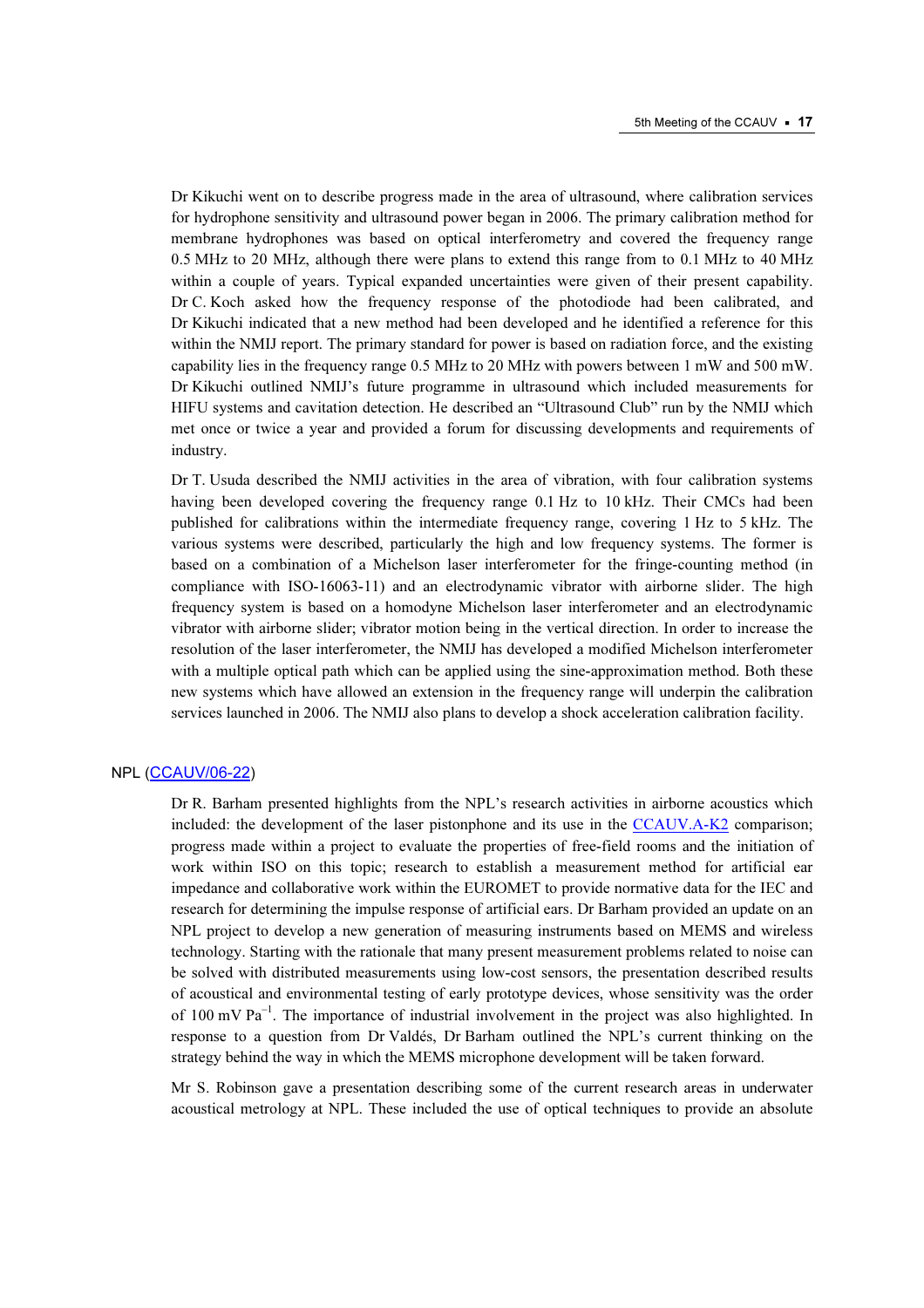Dr Kikuchi went on to describe progress made in the area of ultrasound, where calibration services for hydrophone sensitivity and ultrasound power began in 2006. The primary calibration method for membrane hydrophones was based on optical interferometry and covered the frequency range 0.5 MHz to 20 MHz, although there were plans to extend this range from to 0.1 MHz to 40 MHz within a couple of years. Typical expanded uncertainties were given of their present capability. Dr C. Koch asked how the frequency response of the photodiode had been calibrated, and Dr Kikuchi indicated that a new method had been developed and he identified a reference for this within the NMIJ report. The primary standard for power is based on radiation force, and the existing capability lies in the frequency range 0.5 MHz to 20 MHz with powers between 1 mW and 500 mW. Dr Kikuchi outlined NMIJ's future programme in ultrasound which included measurements for HIFU systems and cavitation detection. He described an "Ultrasound Club" run by the NMIJ which met once or twice a year and provided a forum for discussing developments and requirements of industry.

Dr T. Usuda described the NMIJ activities in the area of vibration, with four calibration systems having been developed covering the frequency range 0.1 Hz to 10 kHz. Their CMCs had been published for calibrations within the intermediate frequency range, covering 1 Hz to 5 kHz. The various systems were described, particularly the high and low frequency systems. The former is based on a combination of a Michelson laser interferometer for the fringe-counting method (in compliance with ISO-16063-11) and an electrodynamic vibrator with airborne slider. The high frequency system is based on a homodyne Michelson laser interferometer and an electrodynamic vibrator with airborne slider; vibrator motion being in the vertical direction. In order to increase the resolution of the laser interferometer, the NMIJ has developed a modified Michelson interferometer with a multiple optical path which can be applied using the sine-approximation method. Both these new systems which have allowed an extension in the frequency range will underpin the calibration services launched in 2006. The NMIJ also plans to develop a shock acceleration calibration facility.

NPL (CCAUV/06-22)

Dr R. Barham presented highlights from the NPL's research activities in airborne acoustics which included: the development of the laser pistonphone and its use in the CCAUV.A-K2 comparison; progress made within a project to evaluate the properties of free-field rooms and the initiation of work within ISO on this topic; research to establish a measurement method for artificial ear impedance and collaborative work within the EUROMET to provide normative data for the IEC and research for determining the impulse response of artificial ears. Dr Barham provided an update on an NPL project to develop a new generation of measuring instruments based on MEMS and wireless technology. Starting with the rationale that many present measurement problems related to noise can be solved with distributed measurements using low-cost sensors, the presentation described results of acoustical and environmental testing of early prototype devices, whose sensitivity was the order of 100 mV Pa$^{-1}$. The importance of industrial involvement in the project was also highlighted. In response to a question from Dr Valdés, Dr Barham outlined the NPL's current thinking on the strategy behind the way in which the MEMS microphone development will be taken forward.

Mr S. Robinson gave a presentation describing some of the current research areas in underwater acoustical metrology at NPL. These included the use of optical techniques to provide an absolute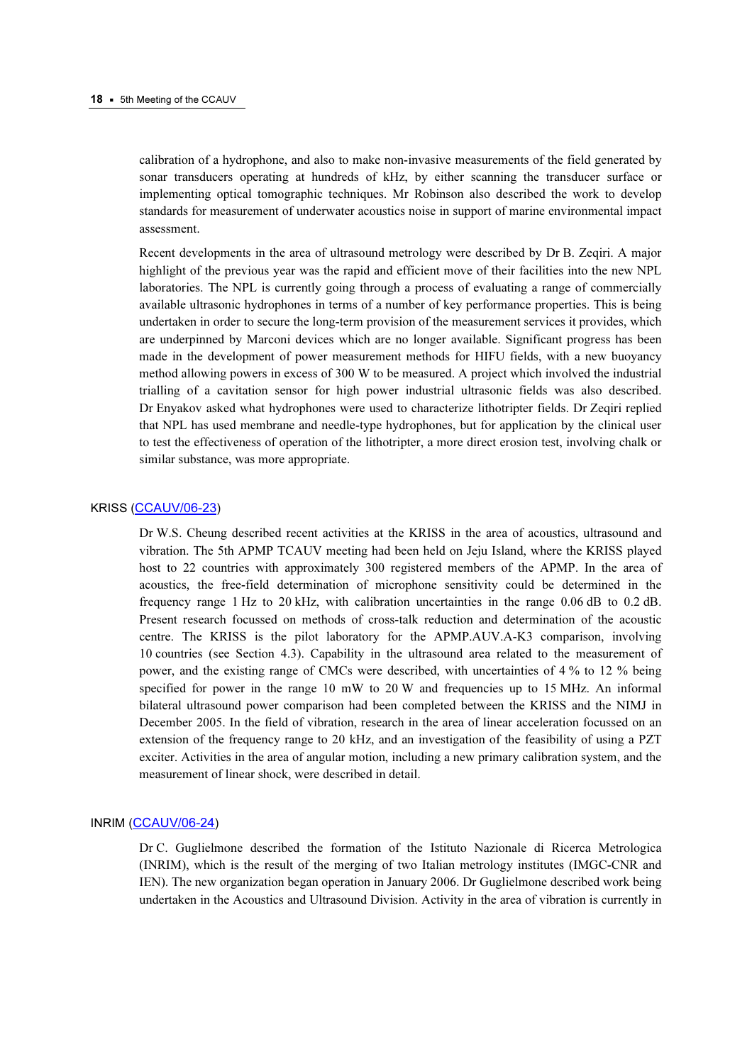calibration of a hydrophone, and also to make non-invasive measurements of the field generated by sonar transducers operating at hundreds of kHz, by either scanning the transducer surface or implementing optical tomographic techniques. Mr Robinson also described the work to develop standards for measurement of underwater acoustics noise in support of marine environmental impact assessment.

Recent developments in the area of ultrasound metrology were described by Dr B. Zeqiri. A major highlight of the previous year was the rapid and efficient move of their facilities into the new NPL laboratories. The NPL is currently going through a process of evaluating a range of commercially available ultrasonic hydrophones in terms of a number of key performance properties. This is being undertaken in order to secure the long-term provision of the measurement services it provides, which are underpinned by Marconi devices which are no longer available. Significant progress has been made in the development of power measurement methods for HIFU fields, with a new buoyancy method allowing powers in excess of 300 W to be measured. A project which involved the industrial trialling of a cavitation sensor for high power industrial ultrasonic fields was also described. Dr Enyakov asked what hydrophones were used to characterize lithotripter fields. Dr Zeqiri replied that NPL has used membrane and needle-type hydrophones, but for application by the clinical user to test the effectiveness of operation of the lithotripter, a more direct erosion test, involving chalk or similar substance, was more appropriate.

KRISS (CCAUV/06-23)

Dr W.S. Cheung described recent activities at the KRISS in the area of acoustics, ultrasound and vibration. The 5th APMP TCAUV meeting had been held on Jeju Island, where the KRISS played host to 22 countries with approximately 300 registered members of the APMP. In the area of acoustics, the free-field determination of microphone sensitivity could be determined in the frequency range 1 Hz to 20 kHz, with calibration uncertainties in the range 0.06 dB to 0.2 dB. Present research focussed on methods of cross-talk reduction and determination of the acoustic centre. The KRISS is the pilot laboratory for the APMP.AUV.A-K3 comparison, involving 10 countries (see Section 4.3). Capability in the ultrasound area related to the measurement of power, and the existing range of CMCs were described, with uncertainties of 4 % to 12 % being specified for power in the range 10 mW to 20 W and frequencies up to 15 MHz. An informal bilateral ultrasound power comparison had been completed between the KRISS and the NIMJ in December 2005. In the field of vibration, research in the area of linear acceleration focussed on an extension of the frequency range to 20 kHz, and an investigation of the feasibility of using a PZT exciter. Activities in the area of angular motion, including a new primary calibration system, and the measurement of linear shock, were described in detail.

INRIM (CCAUV/06-24)

Dr C. Guglielmone described the formation of the Istituto Nazionale di Ricerca Metrologica (INRIM), which is the result of the merging of two Italian metrology institutes (IMGC-CNR and IEN). The new organization began operation in January 2006. Dr Guglielmone described work being undertaken in the Acoustics and Ultrasound Division. Activity in the area of vibration is currently in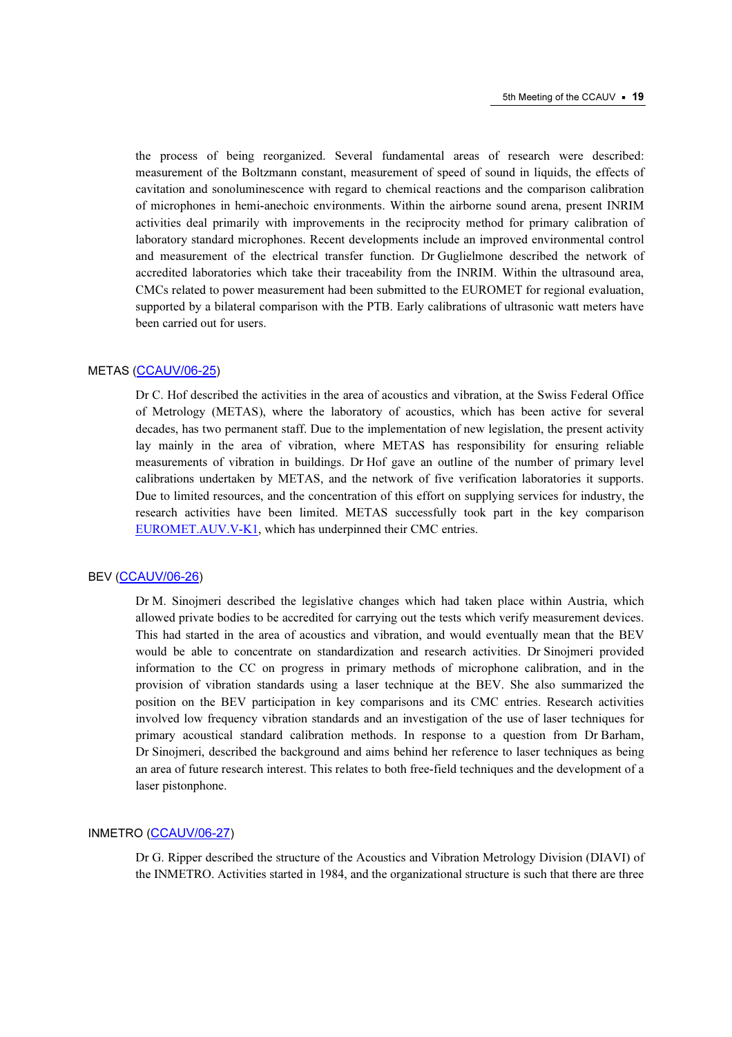the process of being reorganized. Several fundamental areas of research were described: measurement of the Boltzmann constant, measurement of speed of sound in liquids, the effects of cavitation and sonoluminescence with regard to chemical reactions and the comparison calibration of microphones in hemi-anechoic environments. Within the airborne sound arena, present INRIM activities deal primarily with improvements in the reciprocity method for primary calibration of laboratory standard microphones. Recent developments include an improved environmental control and measurement of the electrical transfer function. Dr Guglielmone described the network of accredited laboratories which take their traceability from the INRIM. Within the ultrasound area, CMCs related to power measurement had been submitted to the EUROMET for regional evaluation, supported by a bilateral comparison with the PTB. Early calibrations of ultrasonic watt meters have been carried out for users.

METAS (CCAUV/06-25)

Dr C. Hof described the activities in the area of acoustics and vibration, at the Swiss Federal Office of Metrology (METAS), where the laboratory of acoustics, which has been active for several decades, has two permanent staff. Due to the implementation of new legislation, the present activity lay mainly in the area of vibration, where METAS has responsibility for ensuring reliable measurements of vibration in buildings. Dr Hof gave an outline of the number of primary level calibrations undertaken by METAS, and the network of five verification laboratories it supports. Due to limited resources, and the concentration of this effort on supplying services for industry, the research activities have been limited. METAS successfully took part in the key comparison EUROMET.AUV.V-K1, which has underpinned their CMC entries.

BEV (CCAUV/06-26)

Dr M. Sinojmeri described the legislative changes which had taken place within Austria, which allowed private bodies to be accredited for carrying out the tests which verify measurement devices. This had started in the area of acoustics and vibration, and would eventually mean that the BEV would be able to concentrate on standardization and research activities. Dr Sinojmeri provided information to the CC on progress in primary methods of microphone calibration, and in the provision of vibration standards using a laser technique at the BEV. She also summarized the position on the BEV participation in key comparisons and its CMC entries. Research activities involved low frequency vibration standards and an investigation of the use of laser techniques for primary acoustical standard calibration methods. In response to a question from Dr Barham, Dr Sinojmeri, described the background and aims behind her reference to laser techniques as being an area of future research interest. This relates to both free-field techniques and the development of a laser pistonphone.

INMETRO (CCAUV/06-27)

Dr G. Ripper described the structure of the Acoustics and Vibration Metrology Division (DIAVI) of the INMETRO. Activities started in 1984, and the organizational structure is such that there are three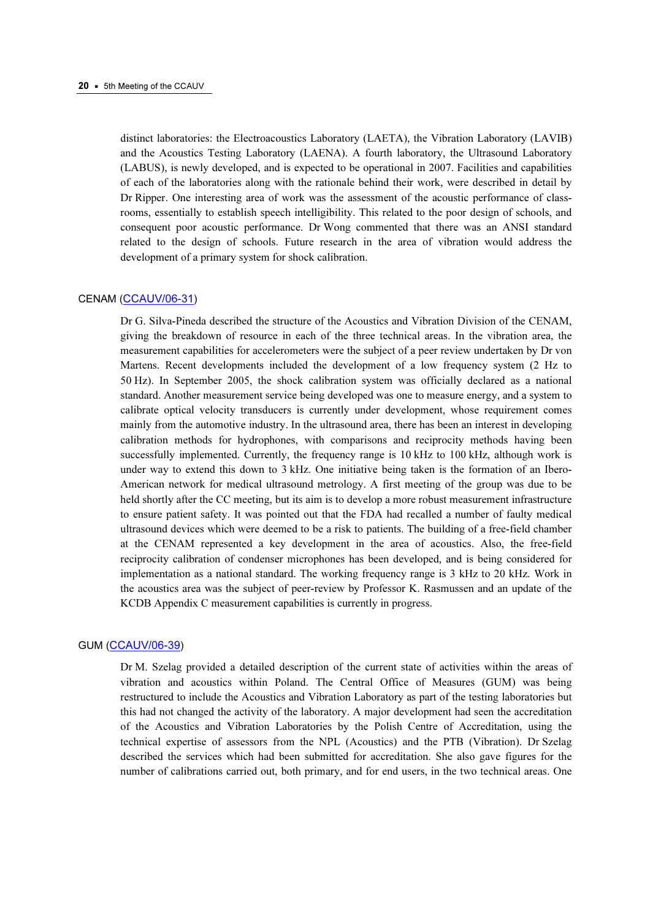distinct laboratories: the Electroacoustics Laboratory (LAETA), the Vibration Laboratory (LAVIB) and the Acoustics Testing Laboratory (LAENA). A fourth laboratory, the Ultrasound Laboratory (LABUS), is newly developed, and is expected to be operational in 2007. Facilities and capabilities of each of the laboratories along with the rationale behind their work, were described in detail by Dr Ripper. One interesting area of work was the assessment of the acoustic performance of class-rooms, essentially to establish speech intelligibility. This related to the poor design of schools, and consequent poor acoustic performance. Dr Wong commented that there was an ANSI standard related to the design of schools. Future research in the area of vibration would address the development of a primary system for shock calibration.

CENAM (CCAUV/06-31)

Dr G. Silva-Pineda described the structure of the Acoustics and Vibration Division of the CENAM, giving the breakdown of resource in each of the three technical areas. In the vibration area, the measurement capabilities for accelerometers were the subject of a peer review undertaken by Dr von Martens. Recent developments included the development of a low frequency system (2 Hz to 50 Hz). In September 2005, the shock calibration system was officially declared as a national standard. Another measurement service being developed was one to measure energy, and a system to calibrate optical velocity transducers is currently under development, whose requirement comes mainly from the automotive industry. In the ultrasound area, there has been an interest in developing calibration methods for hydrophones, with comparisons and reciprocity methods having been successfully implemented. Currently, the frequency range is 10 kHz to 100 kHz, although work is under way to extend this down to 3 kHz. One initiative being taken is the formation of an Ibero-American network for medical ultrasound metrology. A first meeting of the group was due to be held shortly after the CC meeting, but its aim is to develop a more robust measurement infrastructure to ensure patient safety. It was pointed out that the FDA had recalled a number of faulty medical ultrasound devices which were deemed to be a risk to patients. The building of a free-field chamber at the CENAM represented a key development in the area of acoustics. Also, the free-field reciprocity calibration of condenser microphones has been developed, and is being considered for implementation as a national standard. The working frequency range is 3 kHz to 20 kHz. Work in the acoustics area was the subject of peer-review by Professor K. Rasmussen and an update of the KCDB Appendix C measurement capabilities is currently in progress.

GUM (CCAUV/06-39)

Dr M. Szelag provided a detailed description of the current state of activities within the areas of vibration and acoustics within Poland. The Central Office of Measures (GUM) was being restructured to include the Acoustics and Vibration Laboratory as part of the testing laboratories but this had not changed the activity of the laboratory. A major development had seen the accreditation of the Acoustics and Vibration Laboratories by the Polish Centre of Accreditation, using the technical expertise of assessors from the NPL (Acoustics) and the PTB (Vibration). Dr Szelag described the services which had been submitted for accreditation. She also gave figures for the number of calibrations carried out, both primary, and for end users, in the two technical areas. One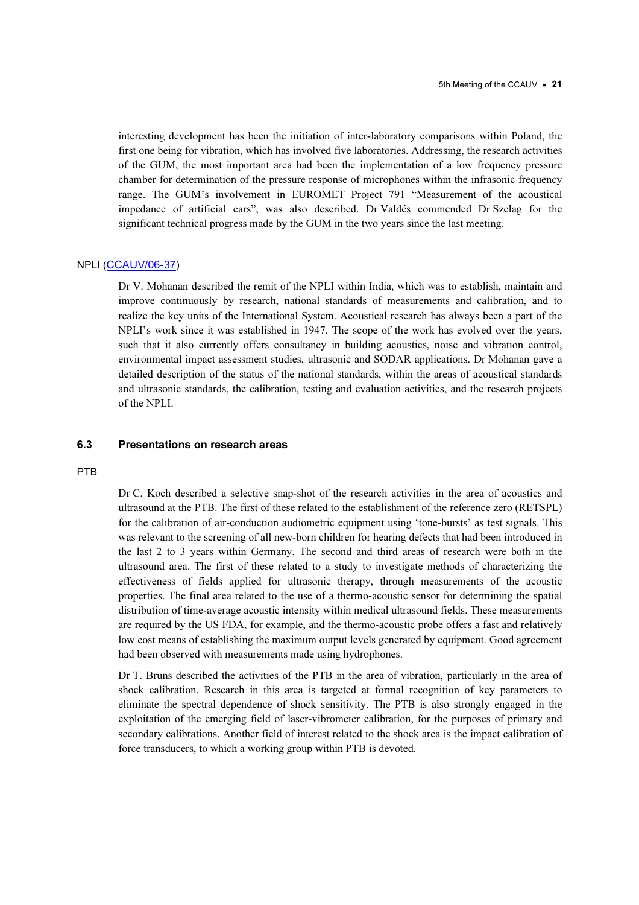interesting development has been the initiation of inter-laboratory comparisons within Poland, the first one being for vibration, which has involved five laboratories. Addressing, the research activities of the GUM, the most important area had been the implementation of a low frequency pressure chamber for determination of the pressure response of microphones within the infrasonic frequency range. The GUM's involvement in EUROMET Project 791 "Measurement of the acoustical impedance of artificial ears", was also described. Dr Valdés commended Dr Szelag for the significant technical progress made by the GUM in the two years since the last meeting.

NPLI (CCAUV/06-37)

Dr V. Mohanan described the remit of the NPLI within India, which was to establish, maintain and improve continuously by research, national standards of measurements and calibration, and to realize the key units of the International System. Acoustical research has always been a part of the NPLI's work since it was established in 1947. The scope of the work has evolved over the years, such that it also currently offers consultancy in building acoustics, noise and vibration control, environmental impact assessment studies, ultrasonic and SODAR applications. Dr Mohanan gave a detailed description of the status of the national standards, within the areas of acoustical standards and ultrasonic standards, the calibration, testing and evaluation activities, and the research projects of the NPLI.

### 6.3 Presentations on research areas

PTB

Dr C. Koch described a selective snap-shot of the research activities in the area of acoustics and ultrasound at the PTB. The first of these related to the establishment of the reference zero (RETSPL) for the calibration of air-conduction audiometric equipment using 'tone-bursts' as test signals. This was relevant to the screening of all new-born children for hearing defects that had been introduced in the last 2 to 3 years within Germany. The second and third areas of research were both in the ultrasound area. The first of these related to a study to investigate methods of characterizing the effectiveness of fields applied for ultrasonic therapy, through measurements of the acoustic properties. The final area related to the use of a thermo-acoustic sensor for determining the spatial distribution of time-average acoustic intensity within medical ultrasound fields. These measurements are required by the US FDA, for example, and the thermo-acoustic probe offers a fast and relatively low cost means of establishing the maximum output levels generated by equipment. Good agreement had been observed with measurements made using hydrophones.

Dr T. Bruns described the activities of the PTB in the area of vibration, particularly in the area of shock calibration. Research in this area is targeted at formal recognition of key parameters to eliminate the spectral dependence of shock sensitivity. The PTB is also strongly engaged in the exploitation of the emerging field of laser-vibrometer calibration, for the purposes of primary and secondary calibrations. Another field of interest related to the shock area is the impact calibration of force transducers, to which a working group within PTB is devoted.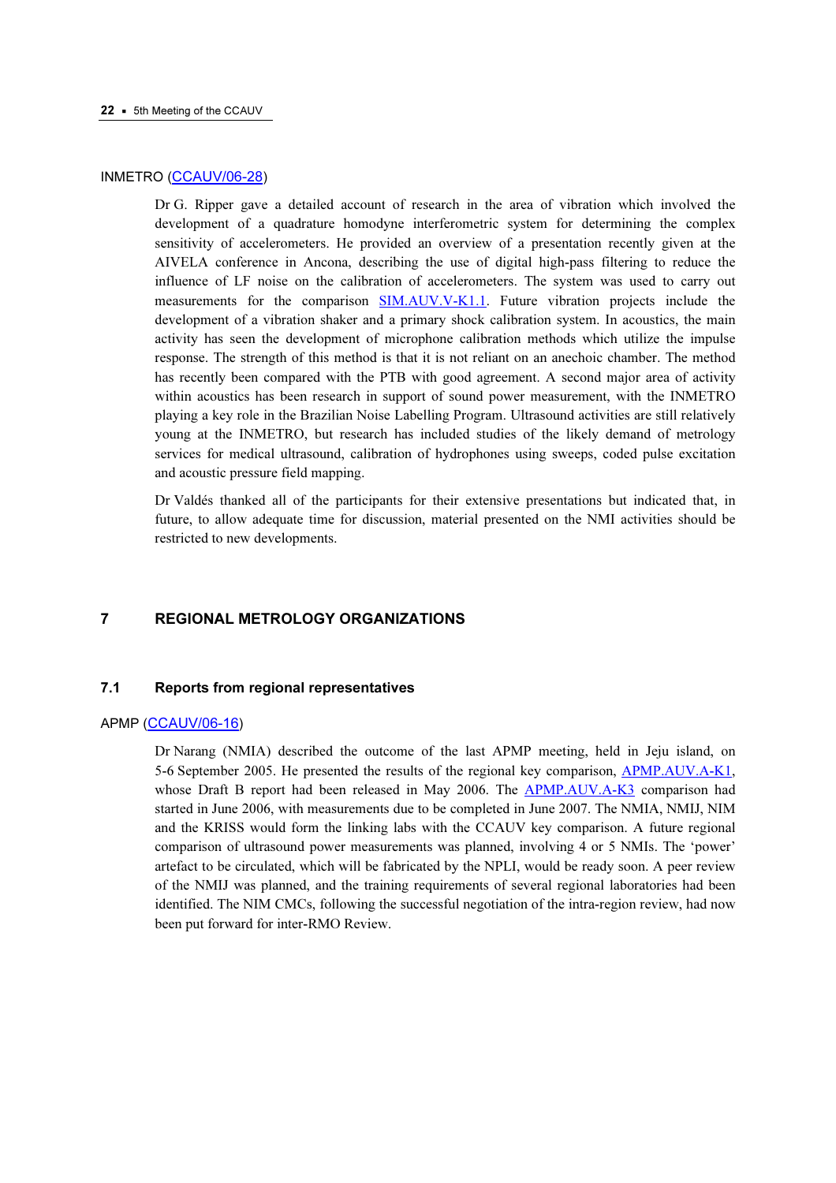INMETRO ([CCAUV/06-28](CCAUV/06-28))

Dr G. Ripper gave a detailed account of research in the area of vibration which involved the development of a quadrature homodyne interferometric system for determining the complex sensitivity of accelerometers. He provided an overview of a presentation recently given at the AIVELA conference in Ancona, describing the use of digital high-pass filtering to reduce the influence of LF noise on the calibration of accelerometers. The system was used to carry out measurements for the comparison [SIM.AUV.V-K1.1](SIM.AUV.V-K1.1). Future vibration projects include the development of a vibration shaker and a primary shock calibration system. In acoustics, the main activity has seen the development of microphone calibration methods which utilize the impulse response. The strength of this method is that it is not reliant on an anechoic chamber. The method has recently been compared with the PTB with good agreement. A second major area of activity within acoustics has been research in support of sound power measurement, with the INMETRO playing a key role in the Brazilian Noise Labelling Program. Ultrasound activities are still relatively young at the INMETRO, but research has included studies of the likely demand of metrology services for medical ultrasound, calibration of hydrophones using sweeps, coded pulse excitation and acoustic pressure field mapping.

Dr Valdés thanked all of the participants for their extensive presentations but indicated that, in future, to allow adequate time for discussion, material presented on the NMI activities should be restricted to new developments.

# 7 REGIONAL METROLOGY ORGANIZATIONS

## 7.1 Reports from regional representatives

APMP ([CCAUV/06-16](CCAUV/06-16))

Dr Narang (NMIA) described the outcome of the last APMP meeting, held in Jeju island, on 5-6 September 2005. He presented the results of the regional key comparison, [APMP.AUV.A-K1](APMP.AUV.A-K1), whose Draft B report had been released in May 2006. The [APMP.AUV.A-K3](APMP.AUV.A-K3) comparison had started in June 2006, with measurements due to be completed in June 2007. The NMIA, NMIJ, NIM and the KRISS would form the linking labs with the CCAUV key comparison. A future regional comparison of ultrasound power measurements was planned, involving 4 or 5 NMIs. The 'power' artefact to be circulated, which will be fabricated by the NPLI, would be ready soon. A peer review of the NMIJ was planned, and the training requirements of several regional laboratories had been identified. The NIM CMCs, following the successful negotiation of the intra-region review, had now been put forward for inter-RMO Review.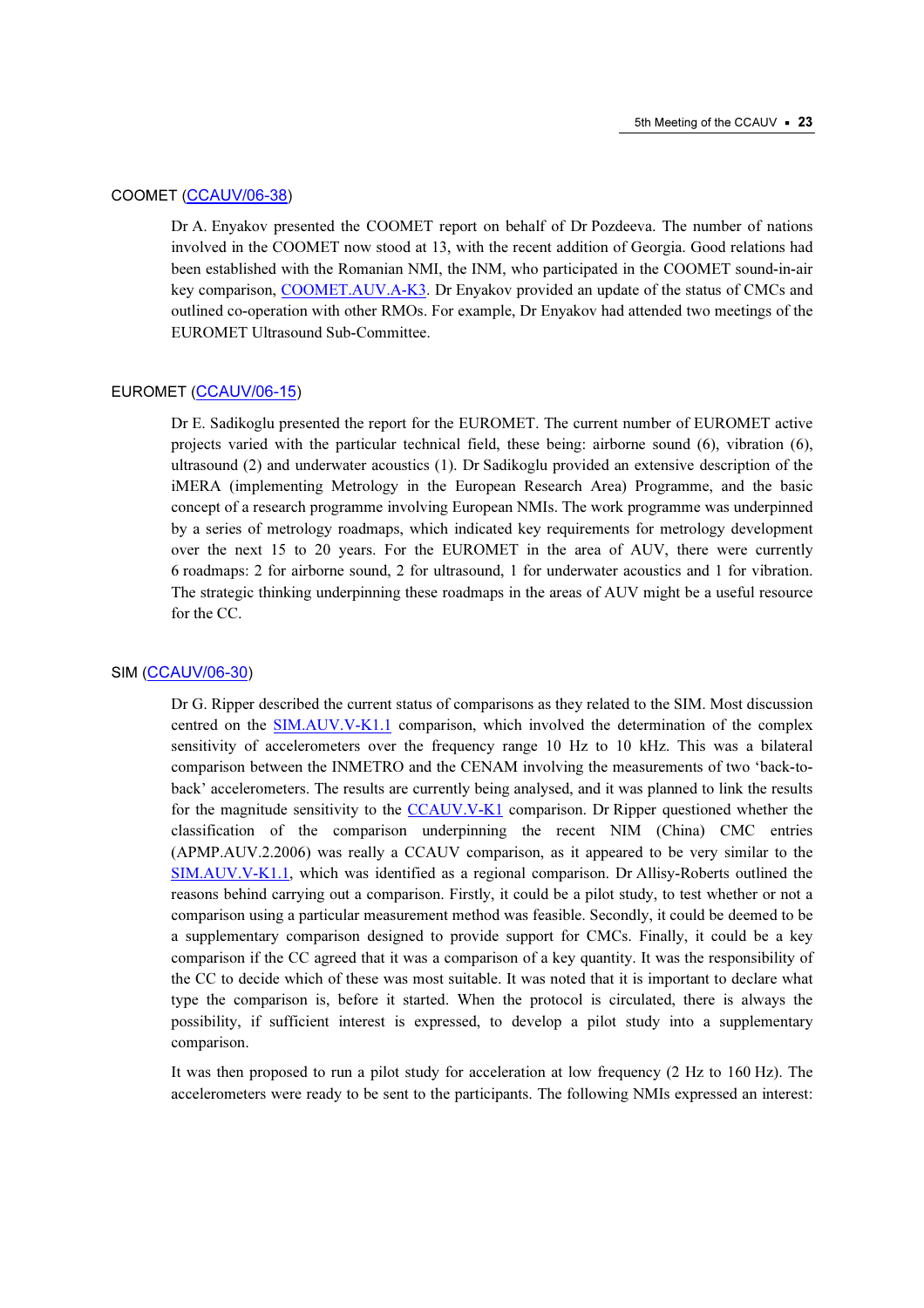COOMET (CCAUV/06-38)

Dr A. Enyakov presented the COOMET report on behalf of Dr Pozdeeva. The number of nations involved in the COOMET now stood at 13, with the recent addition of Georgia. Good relations had been established with the Romanian NMI, the INM, who participated in the COOMET sound-in-air key comparison, COOMET.AUV.A-K3. Dr Enyakov provided an update of the status of CMCs and outlined co-operation with other RMOs. For example, Dr Enyakov had attended two meetings of the EUROMET Ultrasound Sub-Committee.

EUROMET (CCAUV/06-15)

Dr E. Sadikoglu presented the report for the EUROMET. The current number of EUROMET active projects varied with the particular technical field, these being: airborne sound (6), vibration (6), ultrasound (2) and underwater acoustics (1). Dr Sadikoglu provided an extensive description of the iMERA (implementing Metrology in the European Research Area) Programme, and the basic concept of a research programme involving European NMIs. The work programme was underpinned by a series of metrology roadmaps, which indicated key requirements for metrology development over the next 15 to 20 years. For the EUROMET in the area of AUV, there were currently 6 roadmaps: 2 for airborne sound, 2 for ultrasound, 1 for underwater acoustics and 1 for vibration. The strategic thinking underpinning these roadmaps in the areas of AUV might be a useful resource for the CC.

SIM (CCAUV/06-30)

Dr G. Ripper described the current status of comparisons as they related to the SIM. Most discussion centred on the SIM.AUV.V-K1.1 comparison, which involved the determination of the complex sensitivity of accelerometers over the frequency range 10 Hz to 10 kHz. This was a bilateral comparison between the INMETRO and the CENAM involving the measurements of two 'back-to-back' accelerometers. The results are currently being analysed, and it was planned to link the results for the magnitude sensitivity to the CCAUV.V-K1 comparison. Dr Ripper questioned whether the classification of the comparison underpinning the recent NIM (China) CMC entries (APMP.AUV.2.2006) was really a CCAUV comparison, as it appeared to be very similar to the SIM.AUV.V-K1.1, which was identified as a regional comparison. Dr Allisy-Roberts outlined the reasons behind carrying out a comparison. Firstly, it could be a pilot study, to test whether or not a comparison using a particular measurement method was feasible. Secondly, it could be deemed to be a supplementary comparison designed to provide support for CMCs. Finally, it could be a key comparison if the CC agreed that it was a comparison of a key quantity. It was the responsibility of the CC to decide which of these was most suitable. It was noted that it is important to declare what type the comparison is, before it started. When the protocol is circulated, there is always the possibility, if sufficient interest is expressed, to develop a pilot study into a supplementary comparison.

It was then proposed to run a pilot study for acceleration at low frequency (2 Hz to 160 Hz). The accelerometers were ready to be sent to the participants. The following NMIs expressed an interest: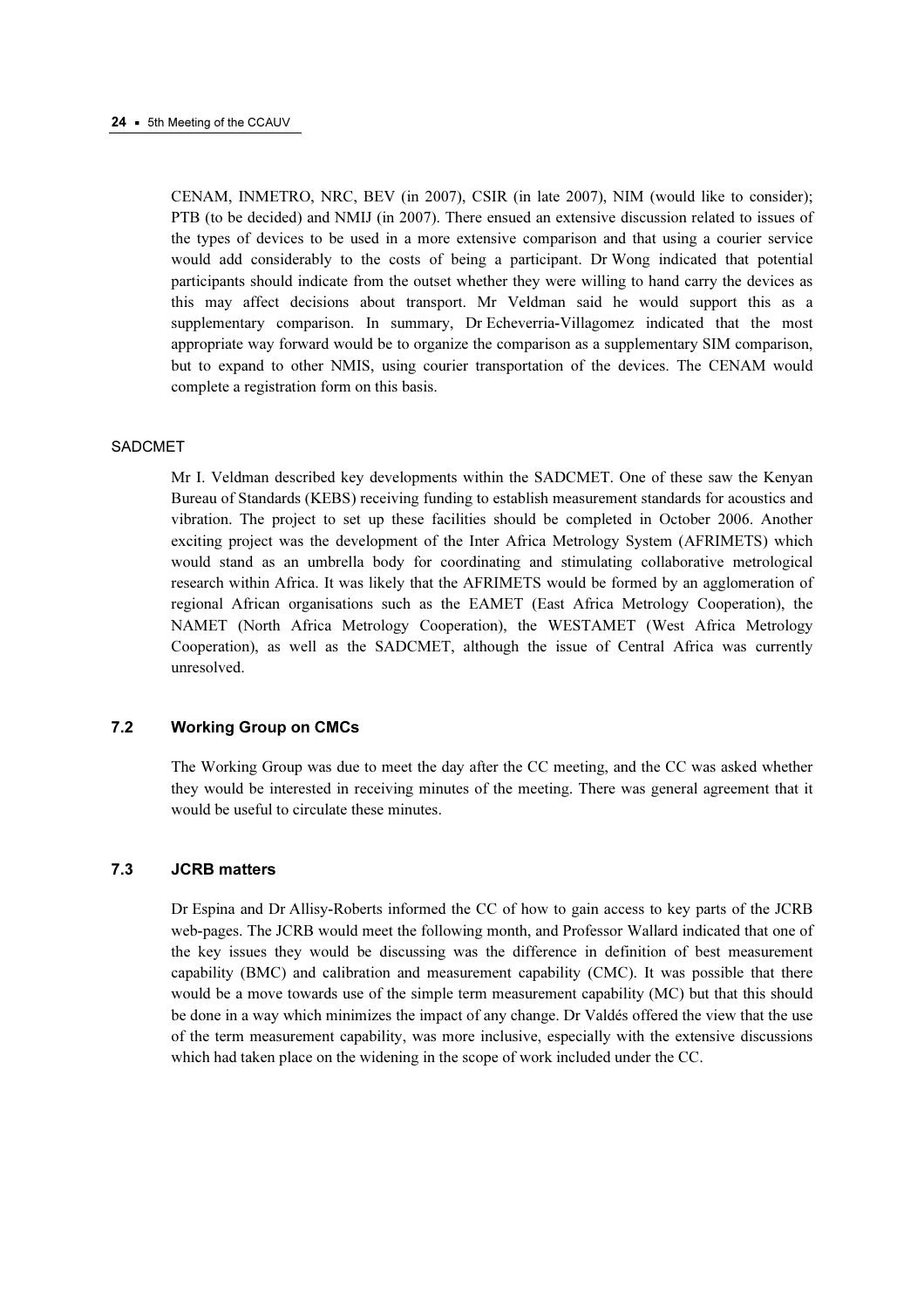CENAM, INMETRO, NRC, BEV (in 2007), CSIR (in late 2007), NIM (would like to consider); PTB (to be decided) and NMIJ (in 2007). There ensued an extensive discussion related to issues of the types of devices to be used in a more extensive comparison and that using a courier service would add considerably to the costs of being a participant. Dr Wong indicated that potential participants should indicate from the outset whether they were willing to hand carry the devices as this may affect decisions about transport. Mr Veldman said he would support this as a supplementary comparison. In summary, Dr Echeverria-Villagomez indicated that the most appropriate way forward would be to organize the comparison as a supplementary SIM comparison, but to expand to other NMIS, using courier transportation of the devices. The CENAM would complete a registration form on this basis.

SADCMET

Mr I. Veldman described key developments within the SADCMET. One of these saw the Kenyan Bureau of Standards (KEBS) receiving funding to establish measurement standards for acoustics and vibration. The project to set up these facilities should be completed in October 2006. Another exciting project was the development of the Inter Africa Metrology System (AFRIMETS) which would stand as an umbrella body for coordinating and stimulating collaborative metrological research within Africa. It was likely that the AFRIMETS would be formed by an agglomeration of regional African organisations such as the EAMET (East Africa Metrology Cooperation), the NAMET (North Africa Metrology Cooperation), the WESTAMET (West Africa Metrology Cooperation), as well as the SADCMET, although the issue of Central Africa was currently unresolved.

## 7.2 Working Group on CMCs

The Working Group was due to meet the day after the CC meeting, and the CC was asked whether they would be interested in receiving minutes of the meeting. There was general agreement that it would be useful to circulate these minutes.

## 7.3 JCRB matters

Dr Espina and Dr Allisy-Roberts informed the CC of how to gain access to key parts of the JCRB web-pages. The JCRB would meet the following month, and Professor Wallard indicated that one of the key issues they would be discussing was the difference in definition of best measurement capability (BMC) and calibration and measurement capability (CMC). It was possible that there would be a move towards use of the simple term measurement capability (MC) but that this should be done in a way which minimizes the impact of any change. Dr Valdés offered the view that the use of the term measurement capability, was more inclusive, especially with the extensive discussions which had taken place on the widening in the scope of work included under the CC.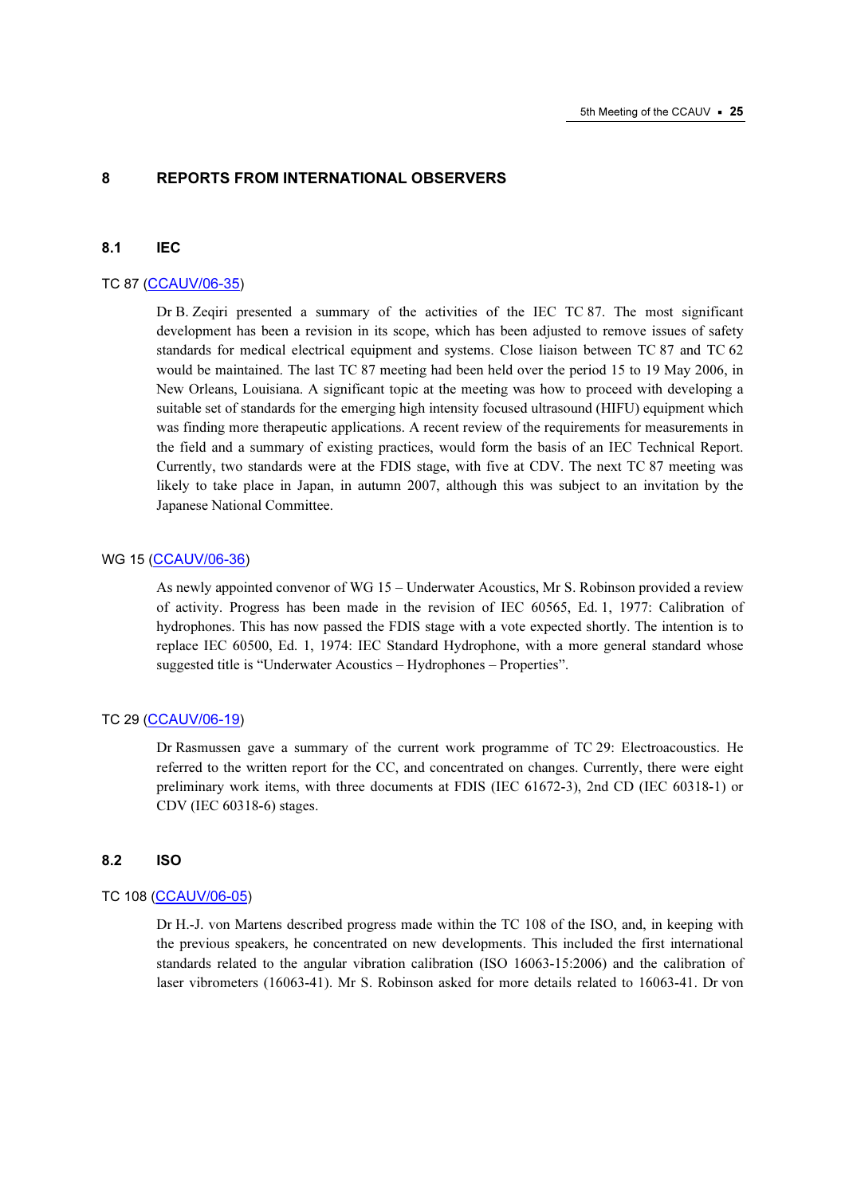## 8 REPORTS FROM INTERNATIONAL OBSERVERS

### 8.1 IEC

TC 87 (CCAUV/06-35)

Dr B. Zeqiri presented a summary of the activities of the IEC TC 87. The most significant development has been a revision in its scope, which has been adjusted to remove issues of safety standards for medical electrical equipment and systems. Close liaison between TC 87 and TC 62 would be maintained. The last TC 87 meeting had been held over the period 15 to 19 May 2006, in New Orleans, Louisiana. A significant topic at the meeting was how to proceed with developing a suitable set of standards for the emerging high intensity focused ultrasound (HIFU) equipment which was finding more therapeutic applications. A recent review of the requirements for measurements in the field and a summary of existing practices, would form the basis of an IEC Technical Report. Currently, two standards were at the FDIS stage, with five at CDV. The next TC 87 meeting was likely to take place in Japan, in autumn 2007, although this was subject to an invitation by the Japanese National Committee.

WG 15 (CCAUV/06-36)

As newly appointed convenor of WG 15 – Underwater Acoustics, Mr S. Robinson provided a review of activity. Progress has been made in the revision of IEC 60565, Ed. 1, 1977: Calibration of hydrophones. This has now passed the FDIS stage with a vote expected shortly. The intention is to replace IEC 60500, Ed. 1, 1974: IEC Standard Hydrophone, with a more general standard whose suggested title is "Underwater Acoustics – Hydrophones – Properties".

TC 29 (CCAUV/06-19)

Dr Rasmussen gave a summary of the current work programme of TC 29: Electroacoustics. He referred to the written report for the CC, and concentrated on changes. Currently, there were eight preliminary work items, with three documents at FDIS (IEC 61672-3), 2nd CD (IEC 60318-1) or CDV (IEC 60318-6) stages.

### 8.2 ISO

TC 108 (CCAUV/06-05)

Dr H.-J. von Martens described progress made within the TC 108 of the ISO, and, in keeping with the previous speakers, he concentrated on new developments. This included the first international standards related to the angular vibration calibration (ISO 16063-15:2006) and the calibration of laser vibrometers (16063-41). Mr S. Robinson asked for more details related to 16063-41. Dr von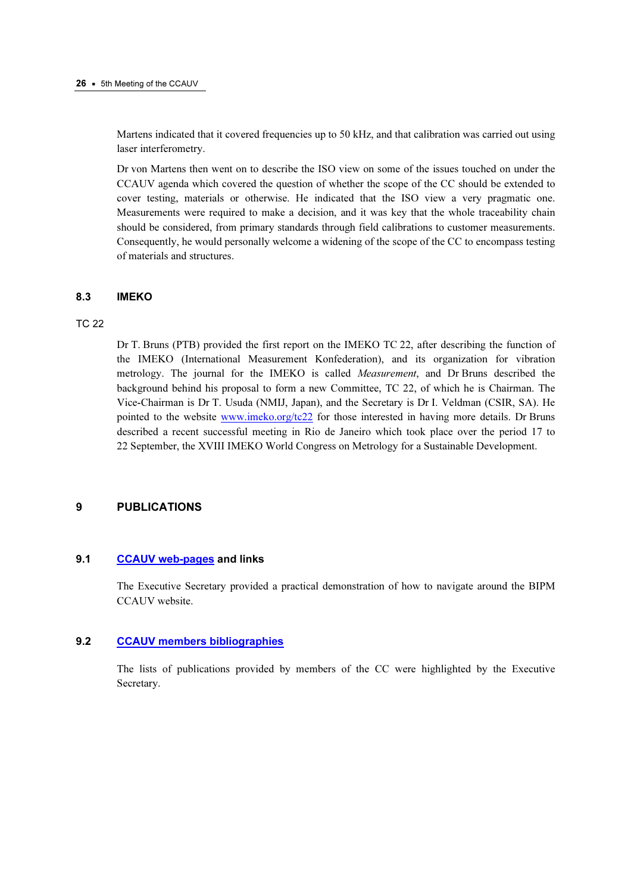Martens indicated that it covered frequencies up to 50 kHz, and that calibration was carried out using laser interferometry.

Dr von Martens then went on to describe the ISO view on some of the issues touched on under the CCAUV agenda which covered the question of whether the scope of the CC should be extended to cover testing, materials or otherwise. He indicated that the ISO view a very pragmatic one. Measurements were required to make a decision, and it was key that the whole traceability chain should be considered, from primary standards through field calibrations to customer measurements. Consequently, he would personally welcome a widening of the scope of the CC to encompass testing of materials and structures.

### 8.3 IMEKO

TC 22

Dr T. Bruns (PTB) provided the first report on the IMEKO TC 22, after describing the function of the IMEKO (International Measurement Konfederation), and its organization for vibration metrology. The journal for the IMEKO is called *Measurement*, and Dr Bruns described the background behind his proposal to form a new Committee, TC 22, of which he is Chairman. The Vice-Chairman is Dr T. Usuda (NMIJ, Japan), and the Secretary is Dr I. Veldman (CSIR, SA). He pointed to the website [www.imeko.org/tc22](www.imeko.org/tc22) for those interested in having more details. Dr Bruns described a recent successful meeting in Rio de Janeiro which took place over the period 17 to 22 September, the XVIII IMEKO World Congress on Metrology for a Sustainable Development.

## 9 PUBLICATIONS

### 9.1 CCAUV web-pages and links

The Executive Secretary provided a practical demonstration of how to navigate around the BIPM CCAUV website.

### 9.2 CCAUV members bibliographies

The lists of publications provided by members of the CC were highlighted by the Executive Secretary.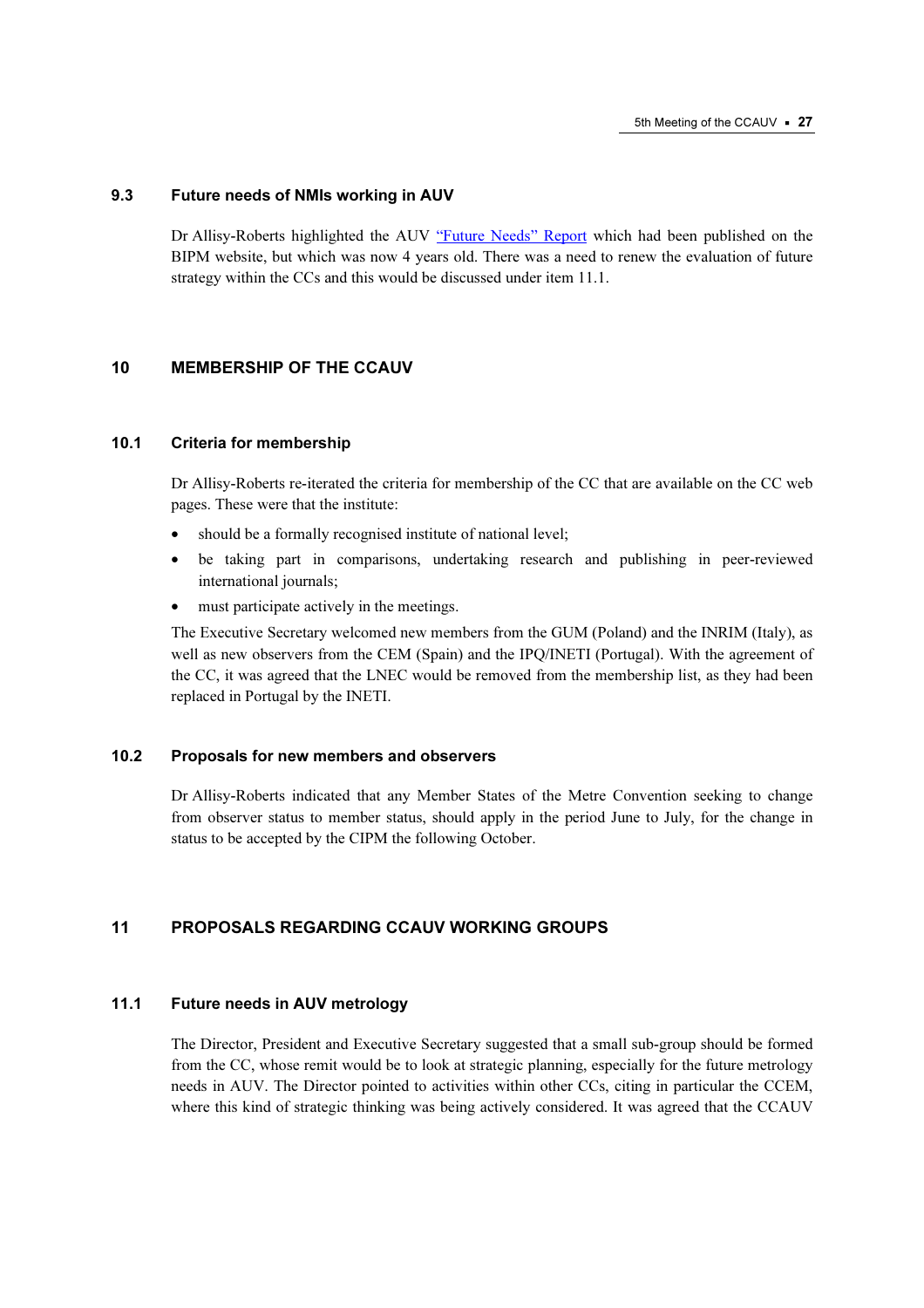### 9.3 Future needs of NMIs working in AUV

Dr Allisy-Roberts highlighted the AUV "Future Needs" Report which had been published on the BIPM website, but which was now 4 years old. There was a need to renew the evaluation of future strategy within the CCs and this would be discussed under item 11.1.

## 10 MEMBERSHIP OF THE CCAUV

### 10.1 Criteria for membership

Dr Allisy-Roberts re-iterated the criteria for membership of the CC that are available on the CC web pages. These were that the institute:

- should be a formally recognised institute of national level;
- be taking part in comparisons, undertaking research and publishing in peer-reviewed international journals;
- must participate actively in the meetings.

The Executive Secretary welcomed new members from the GUM (Poland) and the INRIM (Italy), as well as new observers from the CEM (Spain) and the IPQ/INETI (Portugal). With the agreement of the CC, it was agreed that the LNEC would be removed from the membership list, as they had been replaced in Portugal by the INETI.

### 10.2 Proposals for new members and observers

Dr Allisy-Roberts indicated that any Member States of the Metre Convention seeking to change from observer status to member status, should apply in the period June to July, for the change in status to be accepted by the CIPM the following October.

## 11 PROPOSALS REGARDING CCAUV WORKING GROUPS

### 11.1 Future needs in AUV metrology

The Director, President and Executive Secretary suggested that a small sub-group should be formed from the CC, whose remit would be to look at strategic planning, especially for the future metrology needs in AUV. The Director pointed to activities within other CCs, citing in particular the CCEM, where this kind of strategic thinking was being actively considered. It was agreed that the CCAUV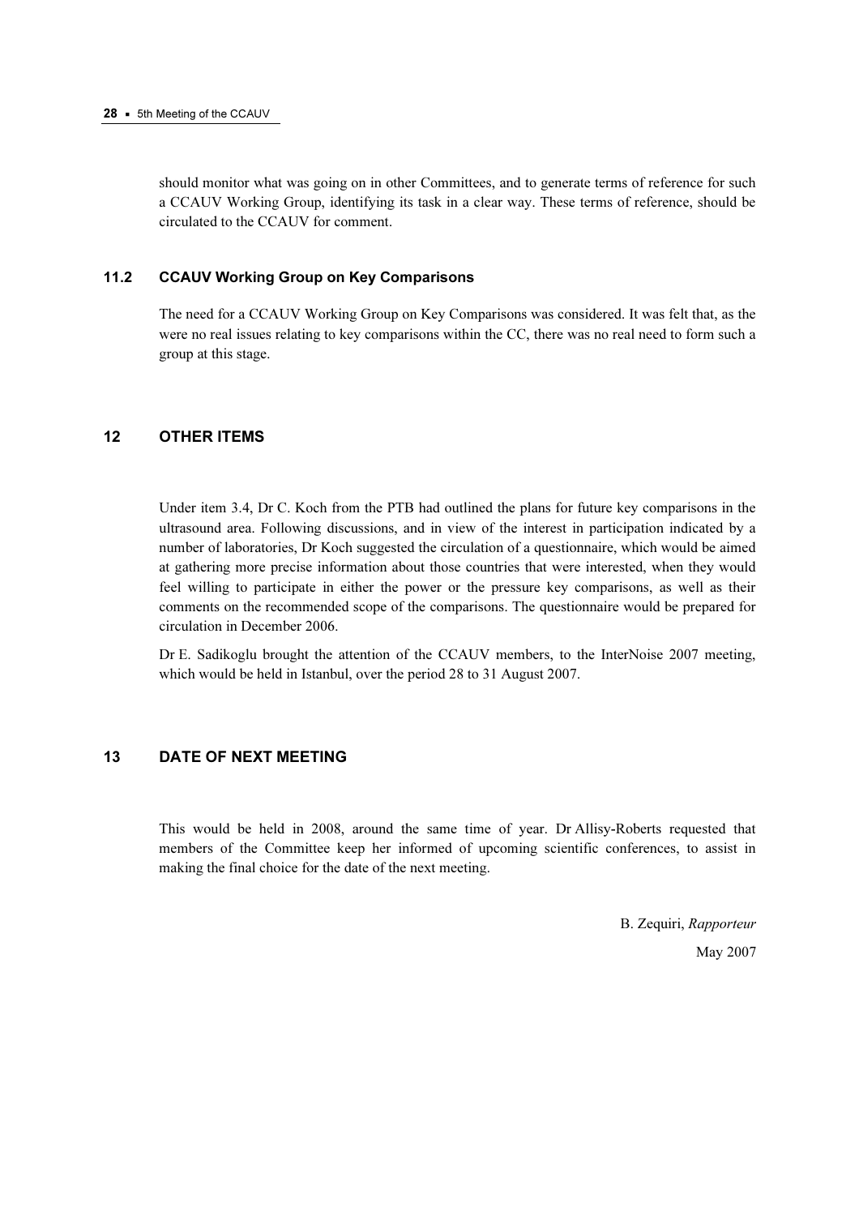should monitor what was going on in other Committees, and to generate terms of reference for such a CCAUV Working Group, identifying its task in a clear way. These terms of reference, should be circulated to the CCAUV for comment.

### 11.2 CCAUV Working Group on Key Comparisons

The need for a CCAUV Working Group on Key Comparisons was considered. It was felt that, as the were no real issues relating to key comparisons within the CC, there was no real need to form such a group at this stage.

## 12 OTHER ITEMS

Under item 3.4, Dr C. Koch from the PTB had outlined the plans for future key comparisons in the ultrasound area. Following discussions, and in view of the interest in participation indicated by a number of laboratories, Dr Koch suggested the circulation of a questionnaire, which would be aimed at gathering more precise information about those countries that were interested, when they would feel willing to participate in either the power or the pressure key comparisons, as well as their comments on the recommended scope of the comparisons. The questionnaire would be prepared for circulation in December 2006.

Dr E. Sadikoglu brought the attention of the CCAUV members, to the InterNoise 2007 meeting, which would be held in Istanbul, over the period 28 to 31 August 2007.

## 13 DATE OF NEXT MEETING

This would be held in 2008, around the same time of year. Dr Allisy-Roberts requested that members of the Committee keep her informed of upcoming scientific conferences, to assist in making the final choice for the date of the next meeting.

B. Zequiri, *Rapporteur*

May 2007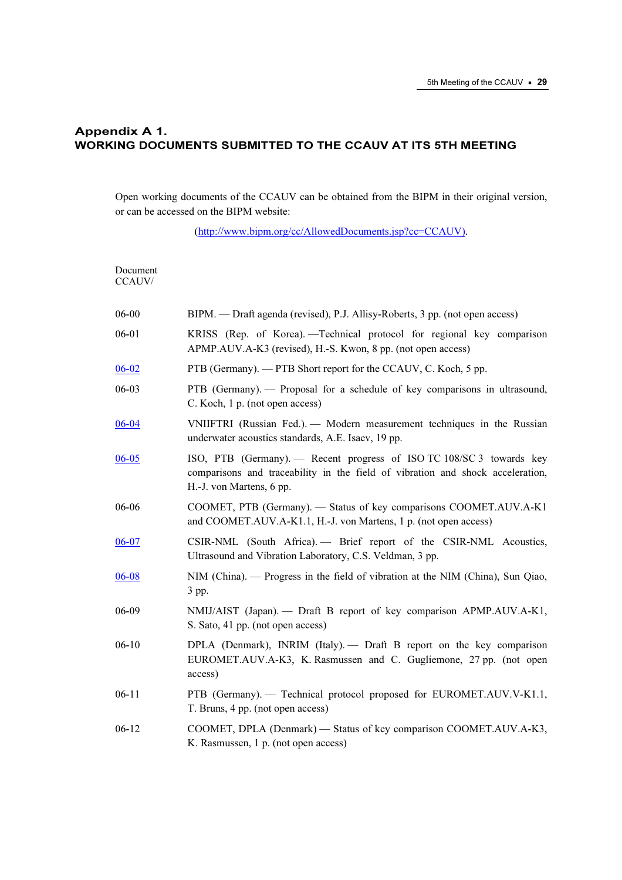## Appendix A 1.
## WORKING DOCUMENTS SUBMITTED TO THE CCAUV AT ITS 5TH MEETING

Open working documents of the CCAUV can be obtained from the BIPM in their original version, or can be accessed on the BIPM website:

(http://www.bipm.org/cc/AllowedDocuments.jsp?cc=CCAUV).

| Document CCAUV/ | |
|---|---|
| 06-00 | BIPM. — Draft agenda (revised), P.J. Allisy-Roberts, 3 pp. (not open access) |
| 06-01 | KRISS (Rep. of Korea). —Technical protocol for regional key comparison APMP.AUV.A-K3 (revised), H.-S. Kwon, 8 pp. (not open access) |
| 06-02 | PTB (Germany). — PTB Short report for the CCAUV, C. Koch, 5 pp. |
| 06-03 | PTB (Germany). — Proposal for a schedule of key comparisons in ultrasound, C. Koch, 1 p. (not open access) |
| 06-04 | VNIIFTRI (Russian Fed.). — Modern measurement techniques in the Russian underwater acoustics standards, A.E. Isaev, 19 pp. |
| 06-05 | ISO, PTB (Germany). — Recent progress of ISO TC 108/SC 3 towards key comparisons and traceability in the field of vibration and shock acceleration, H.-J. von Martens, 6 pp. |
| 06-06 | COOMET, PTB (Germany). — Status of key comparisons COOMET.AUV.A-K1 and COOMET.AUV.A-K1.1, H.-J. von Martens, 1 p. (not open access) |
| 06-07 | CSIR-NML (South Africa). — Brief report of the CSIR-NML Acoustics, Ultrasound and Vibration Laboratory, C.S. Veldman, 3 pp. |
| 06-08 | NIM (China). — Progress in the field of vibration at the NIM (China), Sun Qiao, 3 pp. |
| 06-09 | NMIJ/AIST (Japan). — Draft B report of key comparison APMP.AUV.A-K1, S. Sato, 41 pp. (not open access) |
| 06-10 | DPLA (Denmark), INRIM (Italy). — Draft B report on the key comparison EUROMET.AUV.A-K3, K. Rasmussen and C. Guglielmone, 27 pp. (not open access) |
| 06-11 | PTB (Germany). — Technical protocol proposed for EUROMET.AUV.V-K1.1, T. Bruns, 4 pp. (not open access) |
| 06-12 | COOMET, DPLA (Denmark) — Status of key comparison COOMET.AUV.A-K3, K. Rasmussen, 1 p. (not open access) |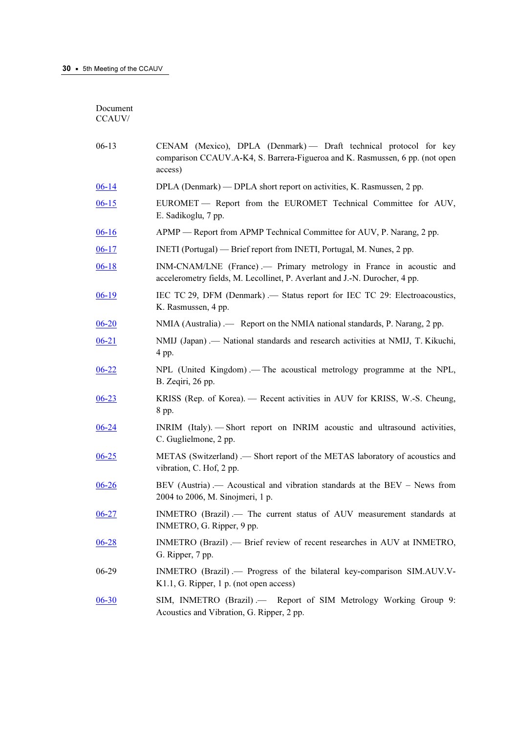| Document CCAUV/ | |
|---|---|
| 06-13 | CENAM (Mexico), DPLA (Denmark) — Draft technical protocol for key comparison CCAUV.A-K4, S. Barrera-Figueroa and K. Rasmussen, 6 pp. (not open access) |
| 06-14 | DPLA (Denmark) — DPLA short report on activities, K. Rasmussen, 2 pp. |
| 06-15 | EUROMET — Report from the EUROMET Technical Committee for AUV, E. Sadikoglu, 7 pp. |
| 06-16 | APMP — Report from APMP Technical Committee for AUV, P. Narang, 2 pp. |
| 06-17 | INETI (Portugal) — Brief report from INETI, Portugal, M. Nunes, 2 pp. |
| 06-18 | INM-CNAM/LNE (France) .— Primary metrology in France in acoustic and accelerometry fields, M. Lecollinet, P. Averlant and J.-N. Durocher, 4 pp. |
| 06-19 | IEC TC 29, DFM (Denmark) .— Status report for IEC TC 29: Electroacoustics, K. Rasmussen, 4 pp. |
| 06-20 | NMIA (Australia) .— Report on the NMIA national standards, P. Narang, 2 pp. |
| 06-21 | NMIJ (Japan) .— National standards and research activities at NMIJ, T. Kikuchi, 4 pp. |
| 06-22 | NPL (United Kingdom) .— The acoustical metrology programme at the NPL, B. Zeqiri, 26 pp. |
| 06-23 | KRISS (Rep. of Korea). — Recent activities in AUV for KRISS, W.-S. Cheung, 8 pp. |
| 06-24 | INRIM (Italy). — Short report on INRIM acoustic and ultrasound activities, C. Guglielmone, 2 pp. |
| 06-25 | METAS (Switzerland) .— Short report of the METAS laboratory of acoustics and vibration, C. Hof, 2 pp. |
| 06-26 | BEV (Austria) .— Acoustical and vibration standards at the BEV – News from 2004 to 2006, M. Sinojmeri, 1 p. |
| 06-27 | INMETRO (Brazil) .— The current status of AUV measurement standards at INMETRO, G. Ripper, 9 pp. |
| 06-28 | INMETRO (Brazil) .— Brief review of recent researches in AUV at INMETRO, G. Ripper, 7 pp. |
| 06-29 | INMETRO (Brazil) .— Progress of the bilateral key-comparison SIM.AUV.V-K1.1, G. Ripper, 1 p. (not open access) |
| 06-30 | SIM, INMETRO (Brazil) .— Report of SIM Metrology Working Group 9: Acoustics and Vibration, G. Ripper, 2 pp. |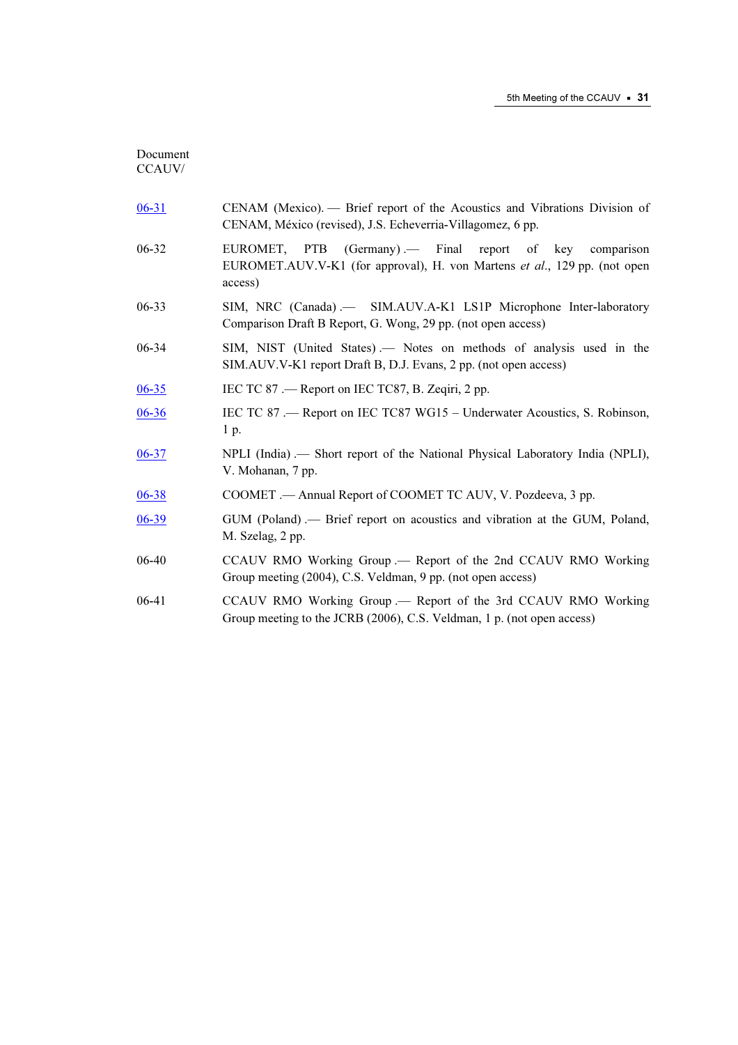Document
CCAUV/

| | |
|---|---|
| 06-31 | CENAM (Mexico). — Brief report of the Acoustics and Vibrations Division of CENAM, México (revised), J.S. Echeverria-Villagomez, 6 pp. |
| 06-32 | EUROMET, PTB (Germany) .— Final report of key comparison EUROMET.AUV.V-K1 (for approval), H. von Martens *et al*., 129 pp. (not open access) |
| 06-33 | SIM, NRC (Canada) .— SIM.AUV.A-K1 LS1P Microphone Inter-laboratory Comparison Draft B Report, G. Wong, 29 pp. (not open access) |
| 06-34 | SIM, NIST (United States) .— Notes on methods of analysis used in the SIM.AUV.V-K1 report Draft B, D.J. Evans, 2 pp. (not open access) |
| 06-35 | IEC TC 87 .— Report on IEC TC87, B. Zeqiri, 2 pp. |
| 06-36 | IEC TC 87 .— Report on IEC TC87 WG15 – Underwater Acoustics, S. Robinson, 1 p. |
| 06-37 | NPLI (India) .— Short report of the National Physical Laboratory India (NPLI), V. Mohanan, 7 pp. |
| 06-38 | COOMET .— Annual Report of COOMET TC AUV, V. Pozdeeva, 3 pp. |
| 06-39 | GUM (Poland) .— Brief report on acoustics and vibration at the GUM, Poland, M. Szelag, 2 pp. |
| 06-40 | CCAUV RMO Working Group .— Report of the 2nd CCAUV RMO Working Group meeting (2004), C.S. Veldman, 9 pp. (not open access) |
| 06-41 | CCAUV RMO Working Group .— Report of the 3rd CCAUV RMO Working Group meeting to the JCRB (2006), C.S. Veldman, 1 p. (not open access) |